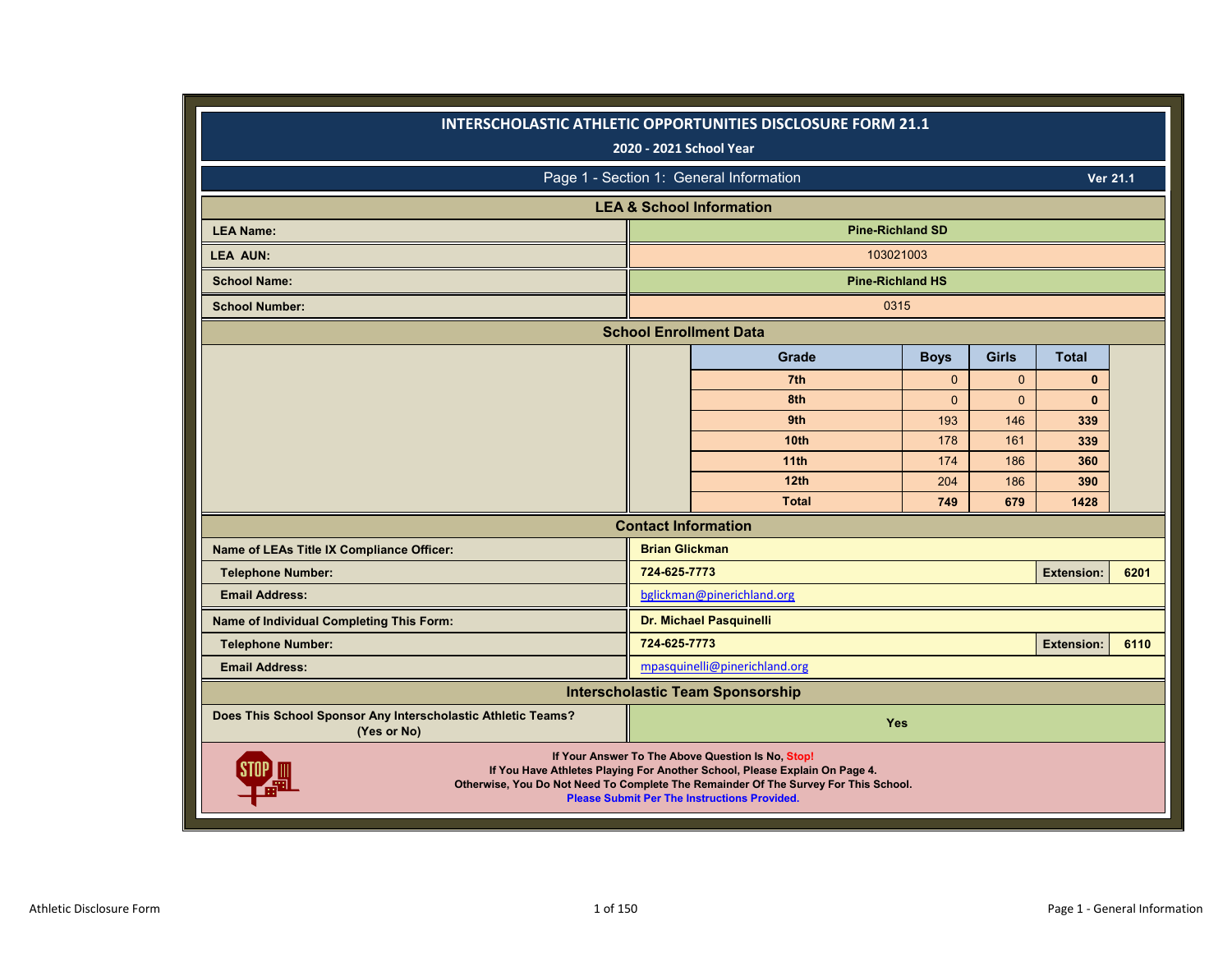# INTERSCHOLASTIC ATHLETIC OPPORTUNITIES DISCLOSURE FORM 21.1

**2020 - 2021 School Year**

## Page 1 - Section 1: General Information

**Ver 21.1**

### LEA & School Information

| | |
|---|---|
| **LEA Name:** | **Pine-Richland SD** |
| **LEA AUN:** | 103021003 |
| **School Name:** | **Pine-Richland HS** |
| **School Number:** | 0315 |

### School Enrollment Data

| Grade | Boys | Girls | Total |
|---|---|---|---|
| 7th | 0 | 0 | **0** |
| 8th | 0 | 0 | **0** |
| 9th | 193 | 146 | **339** |
| 10th | 178 | 161 | **339** |
| 11th | 174 | 186 | **360** |
| 12th | 204 | 186 | **390** |
| **Total** | **749** | **679** | **1428** |

### Contact Information

| | | | |
|---|---|---|---|
| **Name of LEAs Title IX Compliance Officer:** | **Brian Glickman** | | |
| **Telephone Number:** | **724-625-7773** | **Extension:** | **6201** |
| **Email Address:** | bglickman@pinerichland.org | | |
| **Name of Individual Completing This Form:** | **Dr. Michael Pasquinelli** | | |
| **Telephone Number:** | **724-625-7773** | **Extension:** | **6110** |
| **Email Address:** | mpasquinelli@pinerichland.org | | |

### Interscholastic Team Sponsorship

| | |
|---|---|
| **Does This School Sponsor Any Interscholastic Athletic Teams? (Yes or No)** | **Yes** |

**If Your Answer To The Above Question Is No, Stop!**
**If You Have Athletes Playing For Another School, Please Explain On Page 4.**
**Otherwise, You Do Not Need To Complete The Remainder Of The Survey For This School.**
**Please Submit Per The Instructions Provided.**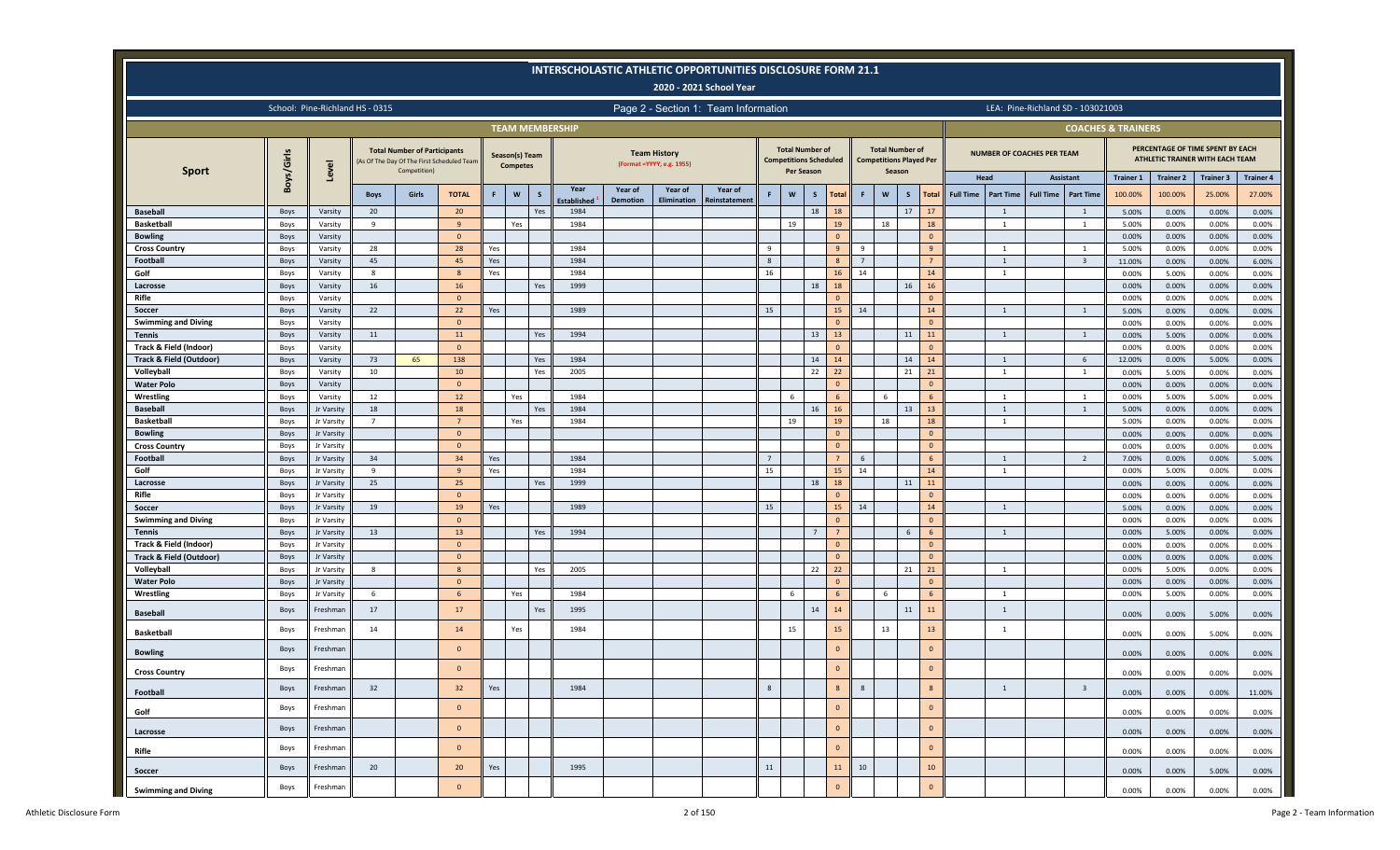# INTERSCHOLASTIC ATHLETIC OPPORTUNITIES DISCLOSURE FORM 21.1

## 2020 - 2021 School Year

School: Pine-Richland HS - 0315

Page 2 - Section 1: Team Information

LEA: Pine-Richland SD - 103021003

| Sport | Boys/Girls | Level | Total Number of Participants (As Of The Day Of The First Scheduled Team Competition) | | | Season(s) Team Competes | | | Team History (Format =YYYY, e.g. 1955) | | | | Total Number of Competitions Scheduled Per Season | | | | Total Number of Competitions Played Per Season | | | | Number of Coaches Per Team: Head | | Number of Coaches Per Team: Assistant | | Percentage of Time Spent by Each Athletic Trainer with Each Team | | | |
|---|---|---|---|---|---|---|---|---|---|---|---|---|---|---|---|---|---|---|---|---|---|---|---|---|---|---|---|---|
| | | | Boys | Girls | TOTAL | F | W | S | Year Established | Year of Demotion | Year of Elimination | Year of Reinstatement | F | W | S | Total | F | W | S | Total | Full Time | Part Time | Full Time | Part Time | Trainer 1 | Trainer 2 | Trainer 3 | Trainer 4 |
| | | | | | | | | | | | | | | | | | | | | | | | | | 100.00% | 100.00% | 25.00% | 27.00% |
| Baseball | Boys | Varsity | 20 | | 20 | | | Yes | 1984 | | | | | | 18 | 18 | | | 17 | 17 | | 1 | | 1 | 5.00% | 0.00% | 0.00% | 0.00% |
| Basketball | Boys | Varsity | 9 | | 9 | | Yes | | 1984 | | | | | 19 | | 19 | | 18 | | 18 | | 1 | | 1 | 5.00% | 0.00% | 0.00% | 0.00% |
| Bowling | Boys | Varsity | | | 0 | | | | | | | | | | | 0 | | | | 0 | | | | | 0.00% | 0.00% | 0.00% | 0.00% |
| Cross Country | Boys | Varsity | 28 | | 28 | Yes | | | 1984 | | | | 9 | | | 9 | 9 | | | 9 | | 1 | | 1 | 5.00% | 0.00% | 0.00% | 0.00% |
| Football | Boys | Varsity | 45 | | 45 | Yes | | | 1984 | | | | 8 | | | 8 | 7 | | | 7 | | 1 | | 3 | 11.00% | 0.00% | 0.00% | 6.00% |
| Golf | Boys | Varsity | 8 | | 8 | Yes | | | 1984 | | | | 16 | | | 16 | 14 | | | 14 | | 1 | | | 0.00% | 5.00% | 0.00% | 0.00% |
| Lacrosse | Boys | Varsity | 16 | | 16 | | | Yes | 1999 | | | | | | 18 | 18 | | | 16 | 16 | | | | | 0.00% | 0.00% | 0.00% | 0.00% |
| Rifle | Boys | Varsity | | | 0 | | | | | | | | | | | 0 | | | | 0 | | | | | 0.00% | 0.00% | 0.00% | 0.00% |
| Soccer | Boys | Varsity | 22 | | 22 | Yes | | | 1989 | | | | 15 | | | 15 | 14 | | | 14 | | 1 | | 1 | 5.00% | 0.00% | 0.00% | 0.00% |
| Swimming and Diving | Boys | Varsity | | | 0 | | | | | | | | | | | 0 | | | | 0 | | | | | 0.00% | 0.00% | 0.00% | 0.00% |
| Tennis | Boys | Varsity | 11 | | 11 | | | Yes | 1994 | | | | | | 13 | 13 | | | 11 | 11 | | 1 | | 1 | 0.00% | 5.00% | 0.00% | 0.00% |
| Track & Field (Indoor) | Boys | Varsity | | | 0 | | | | | | | | | | | 0 | | | | 0 | | | | | 0.00% | 0.00% | 0.00% | 0.00% |
| Track & Field (Outdoor) | Boys | Varsity | 73 | 65 | 138 | | | Yes | 1984 | | | | | | 14 | 14 | | | 14 | 14 | | 1 | | 6 | 12.00% | 0.00% | 5.00% | 0.00% |
| Volleyball | Boys | Varsity | 10 | | 10 | | | Yes | 2005 | | | | | | 22 | 22 | | | 21 | 21 | | 1 | | 1 | 0.00% | 5.00% | 0.00% | 0.00% |
| Water Polo | Boys | Varsity | | | 0 | | | | | | | | | | | 0 | | | | 0 | | | | | 0.00% | 0.00% | 0.00% | 0.00% |
| Wrestling | Boys | Varsity | 12 | | 12 | | Yes | | 1984 | | | | | 6 | | 6 | | 6 | | 6 | | 1 | | 1 | 0.00% | 5.00% | 5.00% | 0.00% |
| Baseball | Boys | Jr Varsity | 18 | | 18 | | | Yes | 1984 | | | | | | 16 | 16 | | | 13 | 13 | | 1 | | 1 | 5.00% | 0.00% | 0.00% | 0.00% |
| Basketball | Boys | Jr Varsity | 7 | | 7 | | Yes | | 1984 | | | | | 19 | | 19 | | 18 | | 18 | | 1 | | | 5.00% | 0.00% | 0.00% | 0.00% |
| Bowling | Boys | Jr Varsity | | | 0 | | | | | | | | | | | 0 | | | | 0 | | | | | 0.00% | 0.00% | 0.00% | 0.00% |
| Cross Country | Boys | Jr Varsity | | | 0 | | | | | | | | | | | 0 | | | | 0 | | | | | 0.00% | 0.00% | 0.00% | 0.00% |
| Football | Boys | Jr Varsity | 34 | | 34 | Yes | | | 1984 | | | | 7 | | | 7 | 6 | | | 6 | | 1 | | 2 | 7.00% | 0.00% | 0.00% | 5.00% |
| Golf | Boys | Jr Varsity | 9 | | 9 | Yes | | | 1984 | | | | 15 | | | 15 | 14 | | | 14 | | 1 | | | 0.00% | 5.00% | 0.00% | 0.00% |
| Lacrosse | Boys | Jr Varsity | 25 | | 25 | | | Yes | 1999 | | | | | | 18 | 18 | | | 11 | 11 | | | | | 0.00% | 0.00% | 0.00% | 0.00% |
| Rifle | Boys | Jr Varsity | | | 0 | | | | | | | | | | | 0 | | | | 0 | | | | | 0.00% | 0.00% | 0.00% | 0.00% |
| Soccer | Boys | Jr Varsity | 19 | | 19 | Yes | | | 1989 | | | | 15 | | | 15 | 14 | | | 14 | | 1 | | | 5.00% | 0.00% | 0.00% | 0.00% |
| Swimming and Diving | Boys | Jr Varsity | | | 0 | | | | | | | | | | | 0 | | | | 0 | | | | | 0.00% | 0.00% | 0.00% | 0.00% |
| Tennis | Boys | Jr Varsity | 13 | | 13 | | | Yes | 1994 | | | | | | 7 | 7 | | | 6 | 6 | | 1 | | | 0.00% | 5.00% | 0.00% | 0.00% |
| Track & Field (Indoor) | Boys | Jr Varsity | | | 0 | | | | | | | | | | | 0 | | | | 0 | | | | | 0.00% | 0.00% | 0.00% | 0.00% |
| Track & Field (Outdoor) | Boys | Jr Varsity | | | 0 | | | | | | | | | | | 0 | | | | 0 | | | | | 0.00% | 0.00% | 0.00% | 0.00% |
| Volleyball | Boys | Jr Varsity | 8 | | 8 | | | Yes | 2005 | | | | | | 22 | 22 | | | 21 | 21 | | 1 | | | 0.00% | 5.00% | 0.00% | 0.00% |
| Water Polo | Boys | Jr Varsity | | | 0 | | | | | | | | | | | 0 | | | | 0 | | | | | 0.00% | 0.00% | 0.00% | 0.00% |
| Wrestling | Boys | Jr Varsity | 6 | | 6 | | Yes | | 1984 | | | | | 6 | | 6 | | 6 | | 6 | | 1 | | | 0.00% | 5.00% | 0.00% | 0.00% |
| Baseball | Boys | Freshman | 17 | | 17 | | | Yes | 1995 | | | | | | 14 | 14 | | | 11 | 11 | | 1 | | | 0.00% | 0.00% | 5.00% | 0.00% |
| Basketball | Boys | Freshman | 14 | | 14 | | Yes | | 1984 | | | | | 15 | | 15 | | 13 | | 13 | | 1 | | | 0.00% | 0.00% | 5.00% | 0.00% |
| Bowling | Boys | Freshman | | | 0 | | | | | | | | | | | 0 | | | | 0 | | | | | 0.00% | 0.00% | 0.00% | 0.00% |
| Cross Country | Boys | Freshman | | | 0 | | | | | | | | | | | 0 | | | | 0 | | | | | 0.00% | 0.00% | 0.00% | 0.00% |
| Football | Boys | Freshman | 32 | | 32 | Yes | | | 1984 | | | | 8 | | | 8 | 8 | | | 8 | | 1 | | 3 | 0.00% | 0.00% | 0.00% | 11.00% |
| Golf | Boys | Freshman | | | 0 | | | | | | | | | | | 0 | | | | 0 | | | | | 0.00% | 0.00% | 0.00% | 0.00% |
| Lacrosse | Boys | Freshman | | | 0 | | | | | | | | | | | 0 | | | | 0 | | | | | 0.00% | 0.00% | 0.00% | 0.00% |
| Rifle | Boys | Freshman | | | 0 | | | | | | | | | | | 0 | | | | 0 | | | | | 0.00% | 0.00% | 0.00% | 0.00% |
| Soccer | Boys | Freshman | 20 | | 20 | Yes | | | 1995 | | | | 11 | | | 11 | 10 | | | 10 | | | | | 0.00% | 0.00% | 5.00% | 0.00% |
| Swimming and Diving | Boys | Freshman | | | 0 | | | | | | | | | | | 0 | | | | 0 | | | | | 0.00% | 0.00% | 0.00% | 0.00% |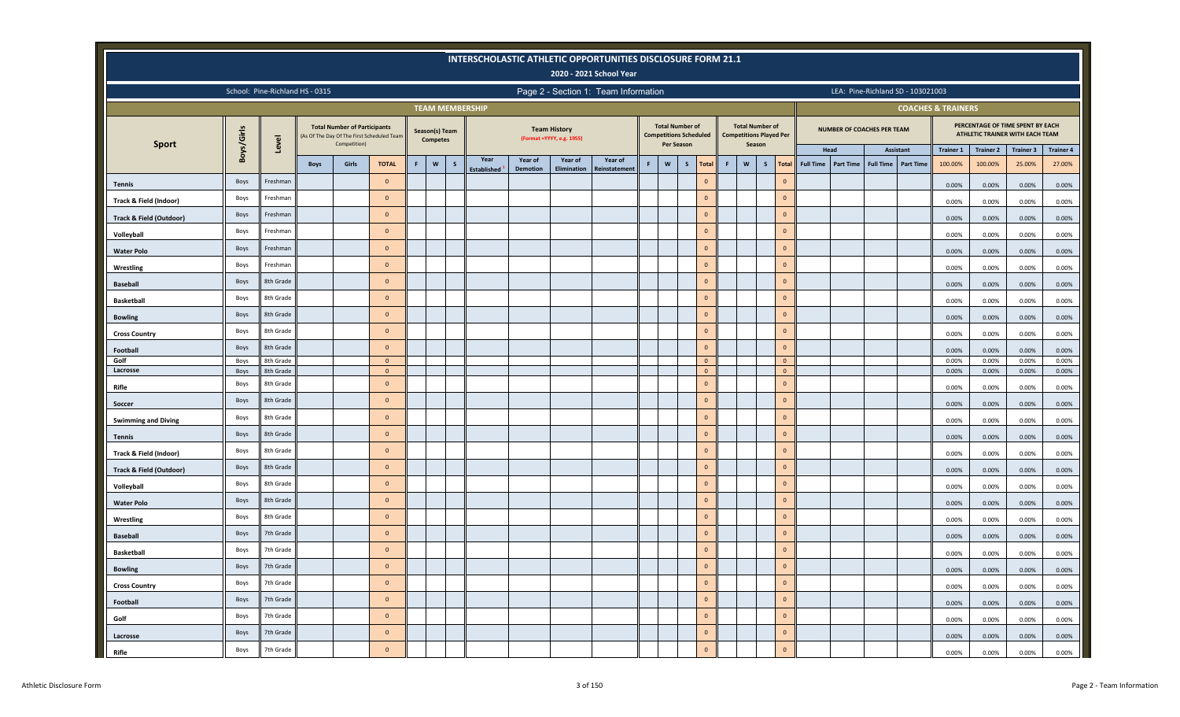# INTERSCHOLASTIC ATHLETIC OPPORTUNITIES DISCLOSURE FORM 21.1

## 2020 - 2021 School Year

School: Pine-Richland HS - 0315

### Page 2 - Section 1: Team Information

LEA: Pine-Richland SD - 103021003

| Sport | Boys/Girls | Level | TEAM MEMBERSHIP: Total Number of Participants (As Of The Day Of The First Scheduled Team Competition) | | | Season(s) Team Competes | | | Team History (Format =YYYY, e.g. 1955) | | | | Total Number of Competitions Scheduled Per Season | | | | Total Number of Competitions Played Per Season | | | | COACHES & TRAINERS: Number of Coaches Per Team | | | | Percentage of Time Spent by Each Athletic Trainer With Each Team | | | |
|---|---|---|---|---|---|---|---|---|---|---|---|---|---|---|---|---|---|---|---|---|---|---|---|---|---|---|---|---|
| | | | | | | | | | | | | | | | | | | | | | Head | | Assistant | | Trainer 1 | Trainer 2 | Trainer 3 | Trainer 4 |
| | | | Boys | Girls | TOTAL | F | W | S | Year Established | Year of Demotion | Year of Elimination | Year of Reinstatement | F | W | S | Total | F | W | S | Total | Full Time | Part Time | Full Time | Part Time | 100.00% | 100.00% | 25.00% | 27.00% |
| Tennis | Boys | Freshman | | | 0 | | | | | | | | | | | 0 | | | | 0 | | | | | 0.00% | 0.00% | 0.00% | 0.00% |
| Track & Field (Indoor) | Boys | Freshman | | | 0 | | | | | | | | | | | 0 | | | | 0 | | | | | 0.00% | 0.00% | 0.00% | 0.00% |
| Track & Field (Outdoor) | Boys | Freshman | | | 0 | | | | | | | | | | | 0 | | | | 0 | | | | | 0.00% | 0.00% | 0.00% | 0.00% |
| Volleyball | Boys | Freshman | | | 0 | | | | | | | | | | | 0 | | | | 0 | | | | | 0.00% | 0.00% | 0.00% | 0.00% |
| Water Polo | Boys | Freshman | | | 0 | | | | | | | | | | | 0 | | | | 0 | | | | | 0.00% | 0.00% | 0.00% | 0.00% |
| Wrestling | Boys | Freshman | | | 0 | | | | | | | | | | | 0 | | | | 0 | | | | | 0.00% | 0.00% | 0.00% | 0.00% |
| Baseball | Boys | 8th Grade | | | 0 | | | | | | | | | | | 0 | | | | 0 | | | | | 0.00% | 0.00% | 0.00% | 0.00% |
| Basketball | Boys | 8th Grade | | | 0 | | | | | | | | | | | 0 | | | | 0 | | | | | 0.00% | 0.00% | 0.00% | 0.00% |
| Bowling | Boys | 8th Grade | | | 0 | | | | | | | | | | | 0 | | | | 0 | | | | | 0.00% | 0.00% | 0.00% | 0.00% |
| Cross Country | Boys | 8th Grade | | | 0 | | | | | | | | | | | 0 | | | | 0 | | | | | 0.00% | 0.00% | 0.00% | 0.00% |
| Football | Boys | 8th Grade | | | 0 | | | | | | | | | | | 0 | | | | 0 | | | | | 0.00% | 0.00% | 0.00% | 0.00% |
| Golf | Boys | 8th Grade | | | 0 | | | | | | | | | | | 0 | | | | 0 | | | | | 0.00% | 0.00% | 0.00% | 0.00% |
| Lacrosse | Boys | 8th Grade | | | 0 | | | | | | | | | | | 0 | | | | 0 | | | | | 0.00% | 0.00% | 0.00% | 0.00% |
| Rifle | Boys | 8th Grade | | | 0 | | | | | | | | | | | 0 | | | | 0 | | | | | 0.00% | 0.00% | 0.00% | 0.00% |
| Soccer | Boys | 8th Grade | | | 0 | | | | | | | | | | | 0 | | | | 0 | | | | | 0.00% | 0.00% | 0.00% | 0.00% |
| Swimming and Diving | Boys | 8th Grade | | | 0 | | | | | | | | | | | 0 | | | | 0 | | | | | 0.00% | 0.00% | 0.00% | 0.00% |
| Tennis | Boys | 8th Grade | | | 0 | | | | | | | | | | | 0 | | | | 0 | | | | | 0.00% | 0.00% | 0.00% | 0.00% |
| Track & Field (Indoor) | Boys | 8th Grade | | | 0 | | | | | | | | | | | 0 | | | | 0 | | | | | 0.00% | 0.00% | 0.00% | 0.00% |
| Track & Field (Outdoor) | Boys | 8th Grade | | | 0 | | | | | | | | | | | 0 | | | | 0 | | | | | 0.00% | 0.00% | 0.00% | 0.00% |
| Volleyball | Boys | 8th Grade | | | 0 | | | | | | | | | | | 0 | | | | 0 | | | | | 0.00% | 0.00% | 0.00% | 0.00% |
| Water Polo | Boys | 8th Grade | | | 0 | | | | | | | | | | | 0 | | | | 0 | | | | | 0.00% | 0.00% | 0.00% | 0.00% |
| Wrestling | Boys | 8th Grade | | | 0 | | | | | | | | | | | 0 | | | | 0 | | | | | 0.00% | 0.00% | 0.00% | 0.00% |
| Baseball | Boys | 7th Grade | | | 0 | | | | | | | | | | | 0 | | | | 0 | | | | | 0.00% | 0.00% | 0.00% | 0.00% |
| Basketball | Boys | 7th Grade | | | 0 | | | | | | | | | | | 0 | | | | 0 | | | | | 0.00% | 0.00% | 0.00% | 0.00% |
| Bowling | Boys | 7th Grade | | | 0 | | | | | | | | | | | 0 | | | | 0 | | | | | 0.00% | 0.00% | 0.00% | 0.00% |
| Cross Country | Boys | 7th Grade | | | 0 | | | | | | | | | | | 0 | | | | 0 | | | | | 0.00% | 0.00% | 0.00% | 0.00% |
| Football | Boys | 7th Grade | | | 0 | | | | | | | | | | | 0 | | | | 0 | | | | | 0.00% | 0.00% | 0.00% | 0.00% |
| Golf | Boys | 7th Grade | | | 0 | | | | | | | | | | | 0 | | | | 0 | | | | | 0.00% | 0.00% | 0.00% | 0.00% |
| Lacrosse | Boys | 7th Grade | | | 0 | | | | | | | | | | | 0 | | | | 0 | | | | | 0.00% | 0.00% | 0.00% | 0.00% |
| Rifle | Boys | 7th Grade | | | 0 | | | | | | | | | | | 0 | | | | 0 | | | | | 0.00% | 0.00% | 0.00% | 0.00% |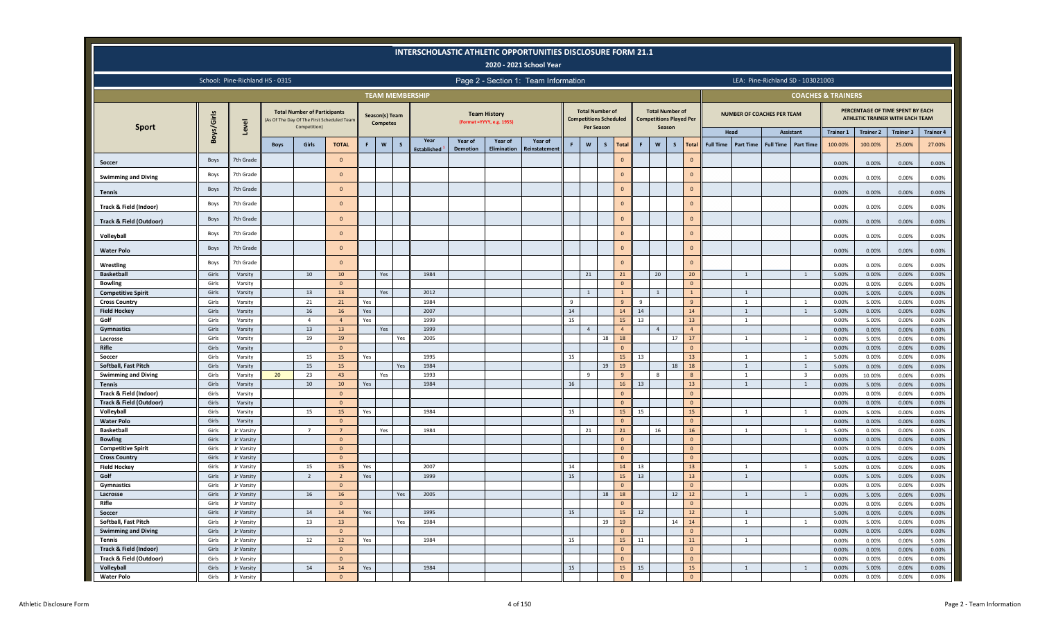# INTERSCHOLASTIC ATHLETIC OPPORTUNITIES DISCLOSURE FORM 21.1

## 2020 - 2021 School Year

School: Pine-Richland HS - 0315 | Page 2 - Section 1: Team Information | LEA: Pine-Richland SD - 103021003

| Sport | Boys/Girls | Level | Total Number of Participants (As Of The Day Of The First Scheduled Team Competition) | | | Season(s) Team Competes | | | Team History (Format =YYYY, e.g. 1955) | | | | Total Number of Competitions Scheduled Per Season | | | | Total Number of Competitions Played Per Season | | | | Number of Coaches Per Team | | | | Percentage of Time Spent by Each Athletic Trainer with Each Team | | | |
|---|---|---|---|---|---|---|---|---|---|---|---|---|---|---|---|---|---|---|---|---|---|---|---|---|---|---|---|---|
| | | | | | | | | | | | | | | | | | | | | | Head | | Assistant | | Trainer 1 | Trainer 2 | Trainer 3 | Trainer 4 |
| | | | Boys | Girls | TOTAL | F | W | S | Year Established | Year of Demotion | Year of Elimination | Year of Reinstatement | F | W | S | Total | F | W | S | Total | Full Time | Part Time | Full Time | Part Time | 100.00% | 100.00% | 25.00% | 27.00% |
| Soccer | Boys | 7th Grade | | | 0 | | | | | | | | | | | 0 | | | | 0 | | | | | 0.00% | 0.00% | 0.00% | 0.00% |
| Swimming and Diving | Boys | 7th Grade | | | 0 | | | | | | | | | | | 0 | | | | 0 | | | | | 0.00% | 0.00% | 0.00% | 0.00% |
| Tennis | Boys | 7th Grade | | | 0 | | | | | | | | | | | 0 | | | | 0 | | | | | 0.00% | 0.00% | 0.00% | 0.00% |
| Track & Field (Indoor) | Boys | 7th Grade | | | 0 | | | | | | | | | | | 0 | | | | 0 | | | | | 0.00% | 0.00% | 0.00% | 0.00% |
| Track & Field (Outdoor) | Boys | 7th Grade | | | 0 | | | | | | | | | | | 0 | | | | 0 | | | | | 0.00% | 0.00% | 0.00% | 0.00% |
| Volleyball | Boys | 7th Grade | | | 0 | | | | | | | | | | | 0 | | | | 0 | | | | | 0.00% | 0.00% | 0.00% | 0.00% |
| Water Polo | Boys | 7th Grade | | | 0 | | | | | | | | | | | 0 | | | | 0 | | | | | 0.00% | 0.00% | 0.00% | 0.00% |
| Wrestling | Boys | 7th Grade | | | 0 | | | | | | | | | | | 0 | | | | 0 | | | | | 0.00% | 0.00% | 0.00% | 0.00% |
| Basketball | Girls | Varsity | | 10 | 10 | | Yes | | 1984 | | | | | 21 | | 21 | | 20 | | 20 | | 1 | | 1 | 5.00% | 0.00% | 0.00% | 0.00% |
| Bowling | Girls | Varsity | | | 0 | | | | | | | | | | | 0 | | | | 0 | | | | | 0.00% | 0.00% | 0.00% | 0.00% |
| Competitive Spirit | Girls | Varsity | | 13 | 13 | | Yes | | 2012 | | | | | 1 | | 1 | | 1 | | 1 | | 1 | | | 0.00% | 5.00% | 0.00% | 0.00% |
| Cross Country | Girls | Varsity | | 21 | 21 | Yes | | | 1984 | | | | 9 | | | 9 | 9 | | | 9 | | 1 | | 1 | 0.00% | 5.00% | 0.00% | 0.00% |
| Field Hockey | Girls | Varsity | | 16 | 16 | Yes | | | 2007 | | | | 14 | | | 14 | 14 | | | 14 | | 1 | | 1 | 5.00% | 0.00% | 0.00% | 0.00% |
| Golf | Girls | Varsity | | 4 | 4 | Yes | | | 1999 | | | | 15 | | | 15 | 13 | | | 13 | | 1 | | | 0.00% | 5.00% | 0.00% | 0.00% |
| Gymnastics | Girls | Varsity | | 13 | 13 | | Yes | | 1999 | | | | | 4 | | 4 | | 4 | | 4 | | | | | 0.00% | 0.00% | 0.00% | 0.00% |
| Lacrosse | Girls | Varsity | | 19 | 19 | | | Yes | 2005 | | | | | | 18 | 18 | | | 17 | 17 | | 1 | | 1 | 0.00% | 5.00% | 0.00% | 0.00% |
| Rifle | Girls | Varsity | | | 0 | | | | | | | | | | | 0 | | | | 0 | | | | | 0.00% | 0.00% | 0.00% | 0.00% |
| Soccer | Girls | Varsity | | 15 | 15 | Yes | | | 1995 | | | | 15 | | | 15 | 13 | | | 13 | | 1 | | 1 | 5.00% | 0.00% | 0.00% | 0.00% |
| Softball, Fast Pitch | Girls | Varsity | | 15 | 15 | | | Yes | 1984 | | | | | | 19 | 19 | | | 18 | 18 | | 1 | | 1 | 5.00% | 0.00% | 0.00% | 0.00% |
| Swimming and Diving | Girls | Varsity | 20 | 23 | 43 | | Yes | | 1993 | | | | | 9 | | 9 | | 8 | | 8 | | 1 | | 3 | 0.00% | 10.00% | 0.00% | 0.00% |
| Tennis | Girls | Varsity | | 10 | 10 | Yes | | | 1984 | | | | 16 | | | 16 | 13 | | | 13 | | 1 | | 1 | 0.00% | 5.00% | 0.00% | 0.00% |
| Track & Field (Indoor) | Girls | Varsity | | | 0 | | | | | | | | | | | 0 | | | | 0 | | | | | 0.00% | 0.00% | 0.00% | 0.00% |
| Track & Field (Outdoor) | Girls | Varsity | | | 0 | | | | | | | | | | | 0 | | | | 0 | | | | | 0.00% | 0.00% | 0.00% | 0.00% |
| Volleyball | Girls | Varsity | | 15 | 15 | Yes | | | 1984 | | | | 15 | | | 15 | 15 | | | 15 | | 1 | | 1 | 0.00% | 5.00% | 0.00% | 0.00% |
| Water Polo | Girls | Varsity | | | 0 | | | | | | | | | | | 0 | | | | 0 | | | | | 0.00% | 0.00% | 0.00% | 0.00% |
| Basketball | Girls | Jr Varsity | | 7 | 7 | | Yes | | 1984 | | | | | 21 | | 21 | | 16 | | 16 | | 1 | | 1 | 5.00% | 0.00% | 0.00% | 0.00% |
| Bowling | Girls | Jr Varsity | | | 0 | | | | | | | | | | | 0 | | | | 0 | | | | | 0.00% | 0.00% | 0.00% | 0.00% |
| Competitive Spirit | Girls | Jr Varsity | | | 0 | | | | | | | | | | | 0 | | | | 0 | | | | | 0.00% | 0.00% | 0.00% | 0.00% |
| Cross Country | Girls | Jr Varsity | | | 0 | | | | | | | | | | | 0 | | | | 0 | | | | | 0.00% | 0.00% | 0.00% | 0.00% |
| Field Hockey | Girls | Jr Varsity | | 15 | 15 | Yes | | | 2007 | | | | 14 | | | 14 | 13 | | | 13 | | 1 | | 1 | 5.00% | 0.00% | 0.00% | 0.00% |
| Golf | Girls | Jr Varsity | | 2 | 2 | Yes | | | 1999 | | | | 15 | | | 15 | 13 | | | 13 | | 1 | | | 0.00% | 5.00% | 0.00% | 0.00% |
| Gymnastics | Girls | Jr Varsity | | | 0 | | | | | | | | | | | 0 | | | | 0 | | | | | 0.00% | 0.00% | 0.00% | 0.00% |
| Lacrosse | Girls | Jr Varsity | | 16 | 16 | | | Yes | 2005 | | | | | | 18 | 18 | | | 12 | 12 | | 1 | | 1 | 0.00% | 5.00% | 0.00% | 0.00% |
| Rifle | Girls | Jr Varsity | | | 0 | | | | | | | | | | | 0 | | | | 0 | | | | | 0.00% | 0.00% | 0.00% | 0.00% |
| Soccer | Girls | Jr Varsity | | 14 | 14 | Yes | | | 1995 | | | | 15 | | | 15 | 12 | | | 12 | | 1 | | | 5.00% | 0.00% | 0.00% | 0.00% |
| Softball, Fast Pitch | Girls | Jr Varsity | | 13 | 13 | | | Yes | 1984 | | | | | | 19 | 19 | | | 14 | 14 | | 1 | | 1 | 0.00% | 5.00% | 0.00% | 0.00% |
| Swimming and Diving | Girls | Jr Varsity | | | 0 | | | | | | | | | | | 0 | | | | 0 | | | | | 0.00% | 0.00% | 0.00% | 0.00% |
| Tennis | Girls | Jr Varsity | | 12 | 12 | Yes | | | 1984 | | | | 15 | | | 15 | 11 | | | 11 | | 1 | | | 0.00% | 0.00% | 0.00% | 5.00% |
| Track & Field (Indoor) | Girls | Jr Varsity | | | 0 | | | | | | | | | | | 0 | | | | 0 | | | | | 0.00% | 0.00% | 0.00% | 0.00% |
| Track & Field (Outdoor) | Girls | Jr Varsity | | | 0 | | | | | | | | | | | 0 | | | | 0 | | | | | 0.00% | 0.00% | 0.00% | 0.00% |
| Volleyball | Girls | Jr Varsity | | 14 | 14 | Yes | | | 1984 | | | | 15 | | | 15 | 15 | | | 15 | | 1 | | 1 | 0.00% | 5.00% | 0.00% | 0.00% |
| Water Polo | Girls | Jr Varsity | | | 0 | | | | | | | | | | | 0 | | | | 0 | | | | | 0.00% | 0.00% | 0.00% | 0.00% |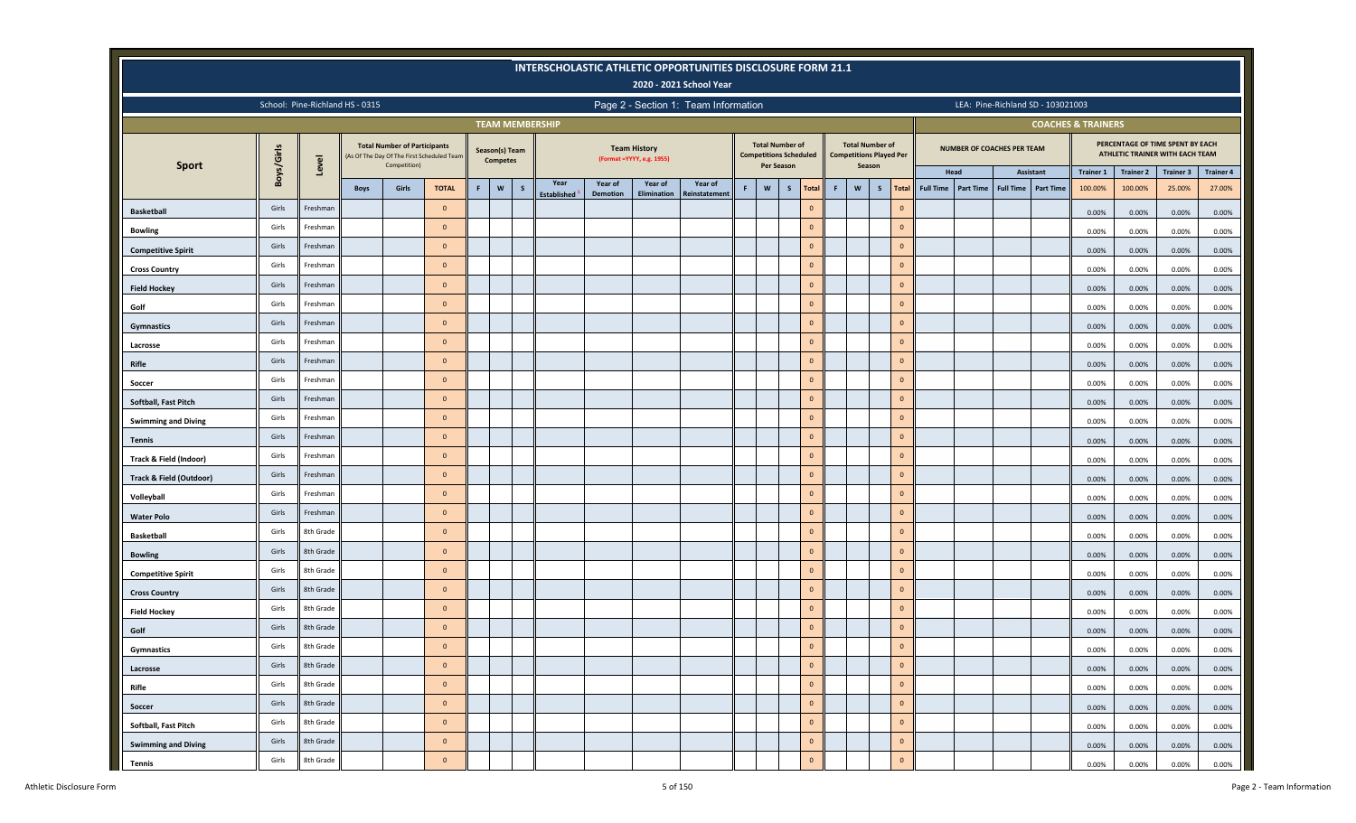# INTERSCHOLASTIC ATHLETIC OPPORTUNITIES DISCLOSURE FORM 21.1

## 2020 - 2021 School Year

School: Pine-Richland HS - 0315

Page 2 - Section 1: Team Information

LEA: Pine-Richland SD - 103021003

| Sport | Boys/Girls | Level | Total Number of Participants (As Of The Day Of The First Scheduled Team Competition) | | | Season(s) Team Competes | | | Team History (Format =YYYY, e.g. 1955) | | | | Total Number of Competitions Scheduled Per Season | | | | Total Number of Competitions Played Per Season | | | | NUMBER OF COACHES PER TEAM | | | | PERCENTAGE OF TIME SPENT BY EACH ATHLETIC TRAINER WITH EACH TEAM | | | |
|---|---|---|---|---|---|---|---|---|---|---|---|---|---|---|---|---|---|---|---|---|---|---|---|---|---|---|---|---|
| | | | | | | | | | | | | | | | | | | | | | Head | | Assistant | | Trainer 1 | Trainer 2 | Trainer 3 | Trainer 4 |
| | | | Boys | Girls | TOTAL | F | W | S | Year Established | Year of Demotion | Year of Elimination | Year of Reinstatement | F | W | S | Total | F | W | S | Total | Full Time | Part Time | Full Time | Part Time | 100.00% | 100.00% | 25.00% | 27.00% |
| Basketball | Girls | Freshman | | | 0 | | | | | | | | | | | 0 | | | | 0 | | | | | 0.00% | 0.00% | 0.00% | 0.00% |
| Bowling | Girls | Freshman | | | 0 | | | | | | | | | | | 0 | | | | 0 | | | | | 0.00% | 0.00% | 0.00% | 0.00% |
| Competitive Spirit | Girls | Freshman | | | 0 | | | | | | | | | | | 0 | | | | 0 | | | | | 0.00% | 0.00% | 0.00% | 0.00% |
| Cross Country | Girls | Freshman | | | 0 | | | | | | | | | | | 0 | | | | 0 | | | | | 0.00% | 0.00% | 0.00% | 0.00% |
| Field Hockey | Girls | Freshman | | | 0 | | | | | | | | | | | 0 | | | | 0 | | | | | 0.00% | 0.00% | 0.00% | 0.00% |
| Golf | Girls | Freshman | | | 0 | | | | | | | | | | | 0 | | | | 0 | | | | | 0.00% | 0.00% | 0.00% | 0.00% |
| Gymnastics | Girls | Freshman | | | 0 | | | | | | | | | | | 0 | | | | 0 | | | | | 0.00% | 0.00% | 0.00% | 0.00% |
| Lacrosse | Girls | Freshman | | | 0 | | | | | | | | | | | 0 | | | | 0 | | | | | 0.00% | 0.00% | 0.00% | 0.00% |
| Rifle | Girls | Freshman | | | 0 | | | | | | | | | | | 0 | | | | 0 | | | | | 0.00% | 0.00% | 0.00% | 0.00% |
| Soccer | Girls | Freshman | | | 0 | | | | | | | | | | | 0 | | | | 0 | | | | | 0.00% | 0.00% | 0.00% | 0.00% |
| Softball, Fast Pitch | Girls | Freshman | | | 0 | | | | | | | | | | | 0 | | | | 0 | | | | | 0.00% | 0.00% | 0.00% | 0.00% |
| Swimming and Diving | Girls | Freshman | | | 0 | | | | | | | | | | | 0 | | | | 0 | | | | | 0.00% | 0.00% | 0.00% | 0.00% |
| Tennis | Girls | Freshman | | | 0 | | | | | | | | | | | 0 | | | | 0 | | | | | 0.00% | 0.00% | 0.00% | 0.00% |
| Track & Field (Indoor) | Girls | Freshman | | | 0 | | | | | | | | | | | 0 | | | | 0 | | | | | 0.00% | 0.00% | 0.00% | 0.00% |
| Track & Field (Outdoor) | Girls | Freshman | | | 0 | | | | | | | | | | | 0 | | | | 0 | | | | | 0.00% | 0.00% | 0.00% | 0.00% |
| Volleyball | Girls | Freshman | | | 0 | | | | | | | | | | | 0 | | | | 0 | | | | | 0.00% | 0.00% | 0.00% | 0.00% |
| Water Polo | Girls | Freshman | | | 0 | | | | | | | | | | | 0 | | | | 0 | | | | | 0.00% | 0.00% | 0.00% | 0.00% |
| Basketball | Girls | 8th Grade | | | 0 | | | | | | | | | | | 0 | | | | 0 | | | | | 0.00% | 0.00% | 0.00% | 0.00% |
| Bowling | Girls | 8th Grade | | | 0 | | | | | | | | | | | 0 | | | | 0 | | | | | 0.00% | 0.00% | 0.00% | 0.00% |
| Competitive Spirit | Girls | 8th Grade | | | 0 | | | | | | | | | | | 0 | | | | 0 | | | | | 0.00% | 0.00% | 0.00% | 0.00% |
| Cross Country | Girls | 8th Grade | | | 0 | | | | | | | | | | | 0 | | | | 0 | | | | | 0.00% | 0.00% | 0.00% | 0.00% |
| Field Hockey | Girls | 8th Grade | | | 0 | | | | | | | | | | | 0 | | | | 0 | | | | | 0.00% | 0.00% | 0.00% | 0.00% |
| Golf | Girls | 8th Grade | | | 0 | | | | | | | | | | | 0 | | | | 0 | | | | | 0.00% | 0.00% | 0.00% | 0.00% |
| Gymnastics | Girls | 8th Grade | | | 0 | | | | | | | | | | | 0 | | | | 0 | | | | | 0.00% | 0.00% | 0.00% | 0.00% |
| Lacrosse | Girls | 8th Grade | | | 0 | | | | | | | | | | | 0 | | | | 0 | | | | | 0.00% | 0.00% | 0.00% | 0.00% |
| Rifle | Girls | 8th Grade | | | 0 | | | | | | | | | | | 0 | | | | 0 | | | | | 0.00% | 0.00% | 0.00% | 0.00% |
| Soccer | Girls | 8th Grade | | | 0 | | | | | | | | | | | 0 | | | | 0 | | | | | 0.00% | 0.00% | 0.00% | 0.00% |
| Softball, Fast Pitch | Girls | 8th Grade | | | 0 | | | | | | | | | | | 0 | | | | 0 | | | | | 0.00% | 0.00% | 0.00% | 0.00% |
| Swimming and Diving | Girls | 8th Grade | | | 0 | | | | | | | | | | | 0 | | | | 0 | | | | | 0.00% | 0.00% | 0.00% | 0.00% |
| Tennis | Girls | 8th Grade | | | 0 | | | | | | | | | | | 0 | | | | 0 | | | | | 0.00% | 0.00% | 0.00% | 0.00% |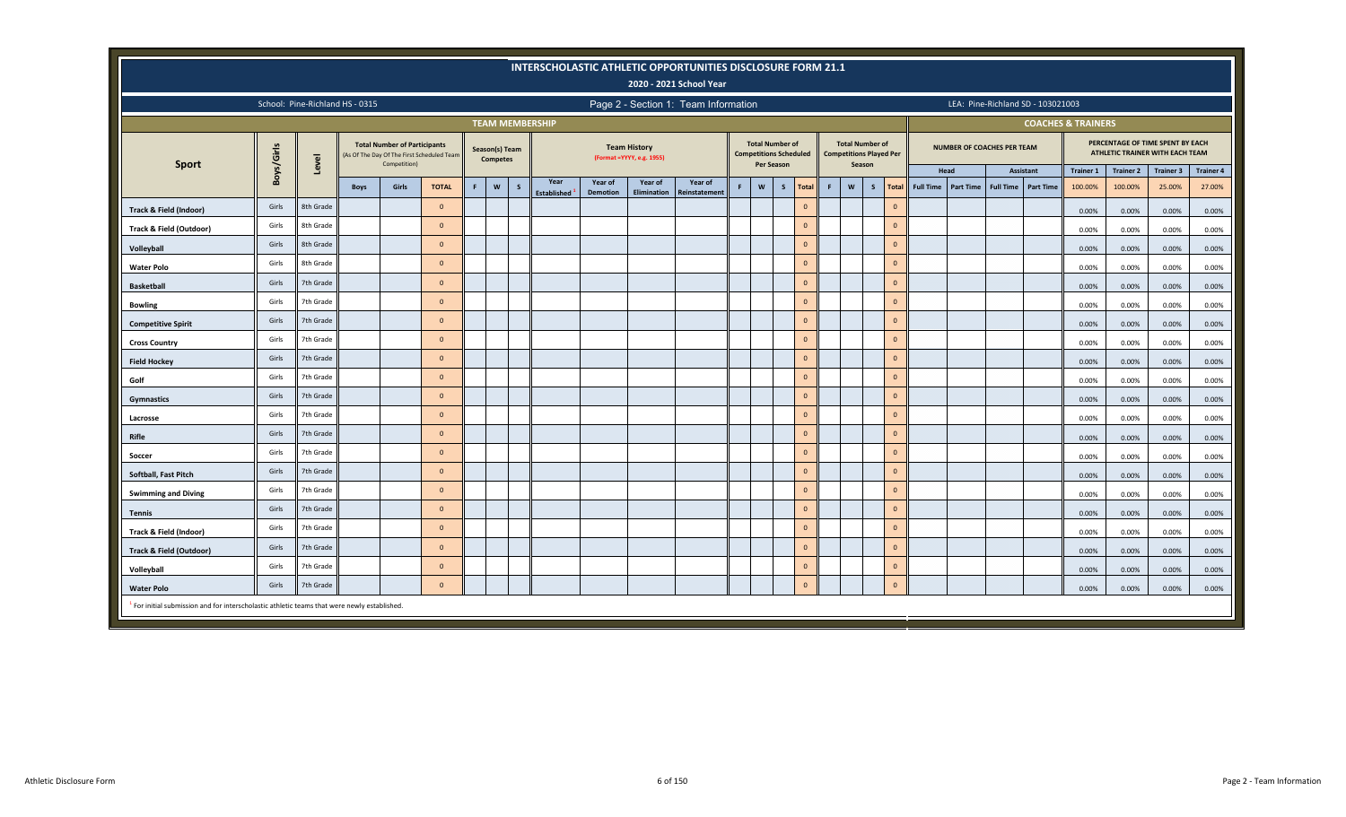# INTERSCHOLASTIC ATHLETIC OPPORTUNITIES DISCLOSURE FORM 21.1

## 2020 - 2021 School Year

School: Pine-Richland HS - 0315

Page 2 - Section 1: Team Information

LEA: Pine-Richland SD - 103021003

| TEAM MEMBERSHIP | | | | | | | | | | | | | | | | | | | | | | | | | COACHES & TRAINERS | | | | | | | |
|---|---|---|---|---|---|---|---|---|---|---|---|---|---|---|---|---|---|---|---|---|---|---|---|---|---|---|---|---|---|---|---|---|
| Sport | Boys/Girls | Level | Total Number of Participants (As Of The Day Of The First Scheduled Team Competition) | | | Season(s) Team Competes | | | Team History (Format =YYYY, e.g. 1955) | | | | Total Number of Competitions Scheduled Per Season | | | | Total Number of Competitions Played Per Season | | | | NUMBER OF COACHES PER TEAM | | | | PERCENTAGE OF TIME SPENT BY EACH ATHLETIC TRAINER WITH EACH TEAM | | | |
| | | | | | | | | | | | | | | | | | | | | | Head | | Assistant | | Trainer 1 | Trainer 2 | Trainer 3 | Trainer 4 |
| | | | Boys | Girls | TOTAL | F | W | S | Year Established [1] | Year of Demotion | Year of Elimination | Year of Reinstatement | F | W | S | Total | F | W | S | Total | Full Time | Part Time | Full Time | Part Time | 100.00% | 100.00% | 25.00% | 27.00% |
| Track & Field (Indoor) | Girls | 8th Grade | | | 0 | | | | | | | | | | | 0 | | | | 0 | | | | | 0.00% | 0.00% | 0.00% | 0.00% |
| Track & Field (Outdoor) | Girls | 8th Grade | | | 0 | | | | | | | | | | | 0 | | | | 0 | | | | | 0.00% | 0.00% | 0.00% | 0.00% |
| Volleyball | Girls | 8th Grade | | | 0 | | | | | | | | | | | 0 | | | | 0 | | | | | 0.00% | 0.00% | 0.00% | 0.00% |
| Water Polo | Girls | 8th Grade | | | 0 | | | | | | | | | | | 0 | | | | 0 | | | | | 0.00% | 0.00% | 0.00% | 0.00% |
| Basketball | Girls | 7th Grade | | | 0 | | | | | | | | | | | 0 | | | | 0 | | | | | 0.00% | 0.00% | 0.00% | 0.00% |
| Bowling | Girls | 7th Grade | | | 0 | | | | | | | | | | | 0 | | | | 0 | | | | | 0.00% | 0.00% | 0.00% | 0.00% |
| Competitive Spirit | Girls | 7th Grade | | | 0 | | | | | | | | | | | 0 | | | | 0 | | | | | 0.00% | 0.00% | 0.00% | 0.00% |
| Cross Country | Girls | 7th Grade | | | 0 | | | | | | | | | | | 0 | | | | 0 | | | | | 0.00% | 0.00% | 0.00% | 0.00% |
| Field Hockey | Girls | 7th Grade | | | 0 | | | | | | | | | | | 0 | | | | 0 | | | | | 0.00% | 0.00% | 0.00% | 0.00% |
| Golf | Girls | 7th Grade | | | 0 | | | | | | | | | | | 0 | | | | 0 | | | | | 0.00% | 0.00% | 0.00% | 0.00% |
| Gymnastics | Girls | 7th Grade | | | 0 | | | | | | | | | | | 0 | | | | 0 | | | | | 0.00% | 0.00% | 0.00% | 0.00% |
| Lacrosse | Girls | 7th Grade | | | 0 | | | | | | | | | | | 0 | | | | 0 | | | | | 0.00% | 0.00% | 0.00% | 0.00% |
| Rifle | Girls | 7th Grade | | | 0 | | | | | | | | | | | 0 | | | | 0 | | | | | 0.00% | 0.00% | 0.00% | 0.00% |
| Soccer | Girls | 7th Grade | | | 0 | | | | | | | | | | | 0 | | | | 0 | | | | | 0.00% | 0.00% | 0.00% | 0.00% |
| Softball, Fast Pitch | Girls | 7th Grade | | | 0 | | | | | | | | | | | 0 | | | | 0 | | | | | 0.00% | 0.00% | 0.00% | 0.00% |
| Swimming and Diving | Girls | 7th Grade | | | 0 | | | | | | | | | | | 0 | | | | 0 | | | | | 0.00% | 0.00% | 0.00% | 0.00% |
| Tennis | Girls | 7th Grade | | | 0 | | | | | | | | | | | 0 | | | | 0 | | | | | 0.00% | 0.00% | 0.00% | 0.00% |
| Track & Field (Indoor) | Girls | 7th Grade | | | 0 | | | | | | | | | | | 0 | | | | 0 | | | | | 0.00% | 0.00% | 0.00% | 0.00% |
| Track & Field (Outdoor) | Girls | 7th Grade | | | 0 | | | | | | | | | | | 0 | | | | 0 | | | | | 0.00% | 0.00% | 0.00% | 0.00% |
| Volleyball | Girls | 7th Grade | | | 0 | | | | | | | | | | | 0 | | | | 0 | | | | | 0.00% | 0.00% | 0.00% | 0.00% |
| Water Polo | Girls | 7th Grade | | | 0 | | | | | | | | | | | 0 | | | | 0 | | | | | 0.00% | 0.00% | 0.00% | 0.00% |

[1] For initial submission and for interscholastic athletic teams that were newly established.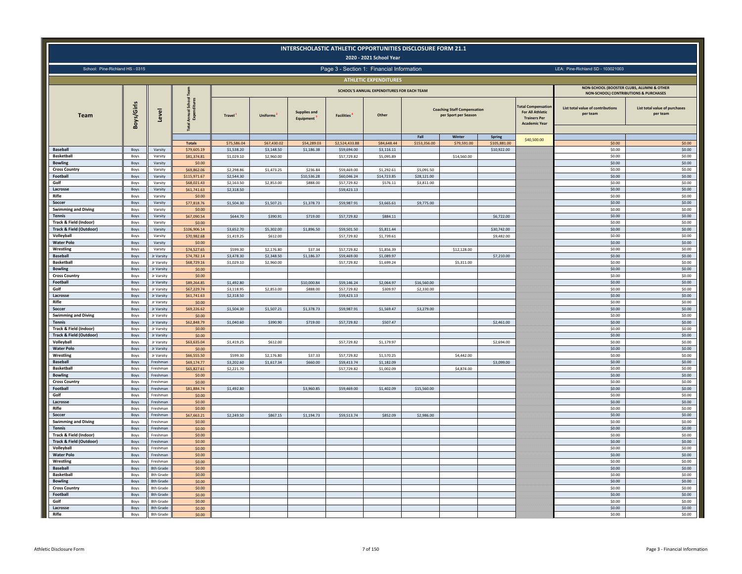# INTERSCHOLASTIC ATHLETIC OPPORTUNITIES DISCLOSURE FORM 21.1

**2020 - 2021 School Year**

School: Pine-Richland HS - 0315

Page 3 - Section 1: Financial Information

LEA: Pine-Richland SD - 103021003

## ATHLETIC EXPENDITURES

| Team | Boys/Girls | Level | Total Annual School Team Expenditures | SCHOOL'S ANNUAL EXPENDITURES FOR EACH TEAM | | | | | | | | Total Compensation For All Athletic Trainers Per Academic Year | NON-SCHOOL (BOOSTER CLUBS, ALUMNI & OTHER NON-SCHOOL) CONTRIBUTIONS & PURCHASES | |
|---|---|---|---|---|---|---|---|---|---|---|---|---|---|---|
| | | | | Travel [1] | Uniforms [2] | Supplies and Equipment [3] | Facilities [4] | Other | Coaching Staff Compensation per Sport per Season | | | | List total value of contributions per team | List total value of purchases per team |
| | | | | | | | | | Fall | Winter | Spring | | | |
| | | | Totals | $75,586.04 | $67,430.02 | $54,289.03 | $2,524,433.88 | $84,648.44 | $153,356.00 | $79,591.00 | $105,881.00 | $40,500.00 | $0.00 | $0.00 |
| Baseball | Boys | Varsity | $79,605.19 | $1,538.20 | $3,148.50 | $1,186.38 | $59,694.00 | $3,116.11 | | | $10,922.00 | | $0.00 | $0.00 |
| Basketball | Boys | Varsity | $81,374.81 | $1,029.10 | $2,960.00 | | $57,729.82 | $5,095.89 | | $14,560.00 | | | $0.00 | $0.00 |
| Bowling | Boys | Varsity | $0.00 | | | | | | | | | | $0.00 | $0.00 |
| Cross Country | Boys | Varsity | $69,862.06 | $2,298.86 | $1,473.25 | $236.84 | $59,469.00 | $1,292.61 | $5,091.50 | | | | $0.00 | $0.00 |
| Football | Boys | Varsity | $115,971.67 | $2,544.30 | | $10,536.28 | $60,046.24 | $14,723.85 | $28,121.00 | | | | $0.00 | $0.00 |
| Golf | Boys | Varsity | $68,021.43 | $2,163.50 | $2,853.00 | $888.00 | $57,729.82 | $576.11 | $3,811.00 | | | | $0.00 | $0.00 |
| Lacrosse | Boys | Varsity | $61,741.63 | $2,318.50 | | | $59,423.13 | | | | | | $0.00 | $0.00 |
| Rifle | Boys | Varsity | $0.00 | | | | | | | | | | $0.00 | $0.00 |
| Soccer | Boys | Varsity | $77,818.76 | $1,504.30 | $1,507.21 | $1,378.73 | $59,987.91 | $3,665.61 | $9,775.00 | | | | $0.00 | $0.00 |
| Swimming and Diving | Boys | Varsity | $0.00 | | | | | | | | | | $0.00 | $0.00 |
| Tennis | Boys | Varsity | $67,090.54 | $644.70 | $390.91 | $719.00 | $57,729.82 | $884.11 | | | $6,722.00 | | $0.00 | $0.00 |
| Track & Field (Indoor) | Boys | Varsity | $0.00 | | | | | | | | | | $0.00 | $0.00 |
| Track & Field (Outdoor) | Boys | Varsity | $106,906.14 | $3,652.70 | $5,302.00 | $1,896.50 | $59,501.50 | $5,811.44 | | | $30,742.00 | | $0.00 | $0.00 |
| Volleyball | Boys | Varsity | $70,982.68 | $1,419.25 | $612.00 | | $57,729.82 | $1,739.61 | | | $9,482.00 | | $0.00 | $0.00 |
| Water Polo | Boys | Varsity | $0.00 | | | | | | | | | | $0.00 | $0.00 |
| Wrestling | Boys | Varsity | $74,527.65 | $599.30 | $2,176.80 | $37.34 | $57,729.82 | $1,856.39 | | $12,128.00 | | | $0.00 | $0.00 |
| Baseball | Boys | Jr Varsity | $74,782.14 | $3,478.30 | $2,348.50 | $1,186.37 | $59,469.00 | $1,089.97 | | | $7,210.00 | | $0.00 | $0.00 |
| Basketball | Boys | Jr Varsity | $68,729.16 | $1,029.10 | $2,960.00 | | $57,729.82 | $1,699.24 | | $5,311.00 | | | $0.00 | $0.00 |
| Bowling | Boys | Jr Varsity | $0.00 | | | | | | | | | | $0.00 | $0.00 |
| Cross Country | Boys | Jr Varsity | $0.00 | | | | | | | | | | $0.00 | $0.00 |
| Football | Boys | Jr Varsity | $89,264.85 | $1,492.80 | | $10,000.84 | $59,146.24 | $2,064.97 | $16,560.00 | | | | $0.00 | $0.00 |
| Golf | Boys | Jr Varsity | $67,229.74 | $3,118.95 | $2,853.00 | $888.00 | $57,729.82 | $309.97 | $2,330.00 | | | | $0.00 | $0.00 |
| Lacrosse | Boys | Jr Varsity | $61,741.63 | $2,318.50 | | | $59,423.13 | | | | | | $0.00 | $0.00 |
| Rifle | Boys | Jr Varsity | $0.00 | | | | | | | | | | $0.00 | $0.00 |
| Soccer | Boys | Jr Varsity | $69,226.62 | $1,504.30 | $1,507.21 | $1,378.73 | $59,987.91 | $1,569.47 | $3,279.00 | | | | $0.00 | $0.00 |
| Swimming and Diving | Boys | Jr Varsity | $0.00 | | | | | | | | | | $0.00 | $0.00 |
| Tennis | Boys | Jr Varsity | $62,848.79 | $1,040.60 | $390.90 | $719.00 | $57,729.82 | $507.47 | | | $2,461.00 | | $0.00 | $0.00 |
| Track & Field (Indoor) | Boys | Jr Varsity | $0.00 | | | | | | | | | | $0.00 | $0.00 |
| Track & Field (Outdoor) | Boys | Jr Varsity | $0.00 | | | | | | | | | | $0.00 | $0.00 |
| Volleyball | Boys | Jr Varsity | $63,635.04 | $1,419.25 | $612.00 | | $57,729.82 | $1,179.97 | | | $2,694.00 | | $0.00 | $0.00 |
| Water Polo | Boys | Jr Varsity | $0.00 | | | | | | | | | | $0.00 | $0.00 |
| Wrestling | Boys | Jr Varsity | $66,555.50 | $599.30 | $2,176.80 | $37.33 | $57,729.82 | $1,570.25 | | $4,442.00 | | | $0.00 | $0.00 |
| Baseball | Boys | Freshman | $69,174.77 | $3,202.60 | $1,617.34 | $660.00 | $59,413.74 | $1,182.09 | | | $3,099.00 | | $0.00 | $0.00 |
| Basketball | Boys | Freshman | $65,827.61 | $2,221.70 | | | $57,729.82 | $1,002.09 | | $4,874.00 | | | $0.00 | $0.00 |
| Bowling | Boys | Freshman | $0.00 | | | | | | | | | | $0.00 | $0.00 |
| Cross Country | Boys | Freshman | $0.00 | | | | | | | | | | $0.00 | $0.00 |
| Football | Boys | Freshman | $81,884.74 | $1,492.80 | | $3,960.85 | $59,469.00 | $1,402.09 | $15,560.00 | | | | $0.00 | $0.00 |
| Golf | Boys | Freshman | $0.00 | | | | | | | | | | $0.00 | $0.00 |
| Lacrosse | Boys | Freshman | $0.00 | | | | | | | | | | $0.00 | $0.00 |
| Rifle | Boys | Freshman | $0.00 | | | | | | | | | | $0.00 | $0.00 |
| Soccer | Boys | Freshman | $67,663.21 | $2,249.50 | $867.15 | $1,194.73 | $59,513.74 | $852.09 | $2,986.00 | | | | $0.00 | $0.00 |
| Swimming and Diving | Boys | Freshman | $0.00 | | | | | | | | | | $0.00 | $0.00 |
| Tennis | Boys | Freshman | $0.00 | | | | | | | | | | $0.00 | $0.00 |
| Track & Field (Indoor) | Boys | Freshman | $0.00 | | | | | | | | | | $0.00 | $0.00 |
| Track & Field (Outdoor) | Boys | Freshman | $0.00 | | | | | | | | | | $0.00 | $0.00 |
| Volleyball | Boys | Freshman | $0.00 | | | | | | | | | | $0.00 | $0.00 |
| Water Polo | Boys | Freshman | $0.00 | | | | | | | | | | $0.00 | $0.00 |
| Wrestling | Boys | Freshman | $0.00 | | | | | | | | | | $0.00 | $0.00 |
| Baseball | Boys | 8th Grade | $0.00 | | | | | | | | | | $0.00 | $0.00 |
| Basketball | Boys | 8th Grade | $0.00 | | | | | | | | | | $0.00 | $0.00 |
| Bowling | Boys | 8th Grade | $0.00 | | | | | | | | | | $0.00 | $0.00 |
| Cross Country | Boys | 8th Grade | $0.00 | | | | | | | | | | $0.00 | $0.00 |
| Football | Boys | 8th Grade | $0.00 | | | | | | | | | | $0.00 | $0.00 |
| Golf | Boys | 8th Grade | $0.00 | | | | | | | | | | $0.00 | $0.00 |
| Lacrosse | Boys | 8th Grade | $0.00 | | | | | | | | | | $0.00 | $0.00 |
| Rifle | Boys | 8th Grade | $0.00 | | | | | | | | | | $0.00 | $0.00 |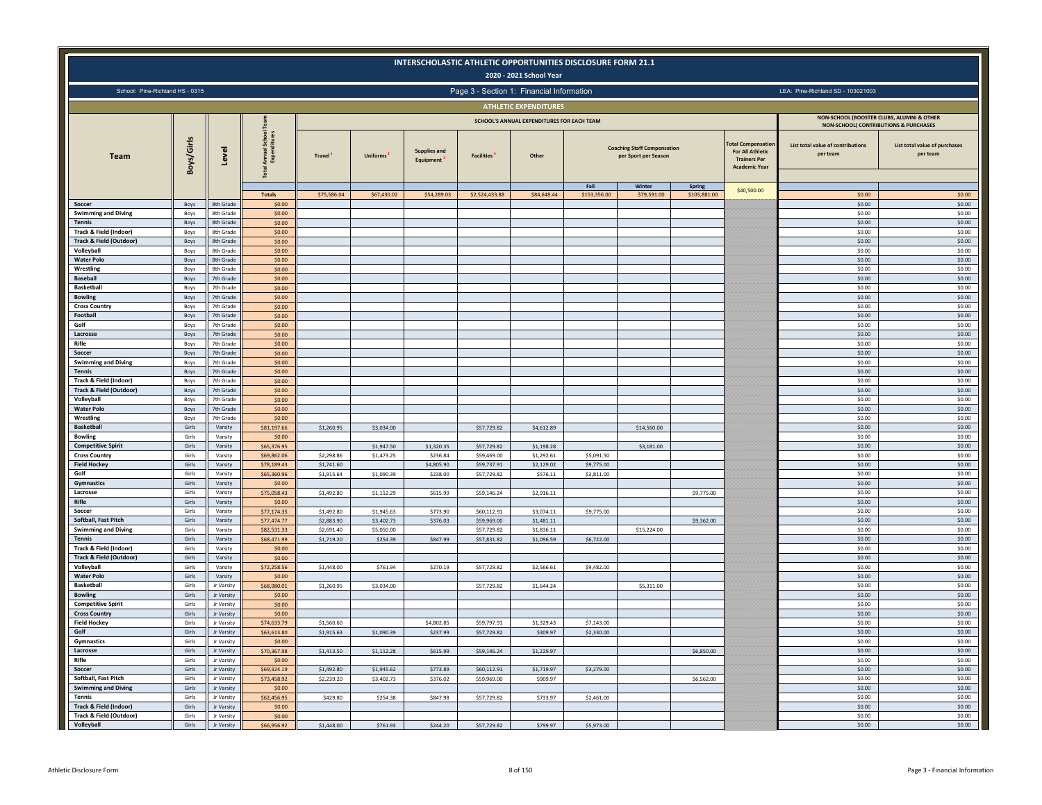# INTERSCHOLASTIC ATHLETIC OPPORTUNITIES DISCLOSURE FORM 21.1

## 2020 - 2021 School Year

School: Pine-Richland HS - 0315

Page 3 - Section 1: Financial Information

LEA: Pine-Richland SD - 103021003

### ATHLETIC EXPENDITURES

| Team | Boys/Girls | Level | Total Annual School Team Expenditures | SCHOOL'S ANNUAL EXPENDITURES FOR EACH TEAM | | | | | | | | Total Compensation For All Athletic Trainers Per Academic Year | NON-SCHOOL (BOOSTER CLUBS, ALUMNI & OTHER NON-SCHOOL) CONTRIBUTIONS & PURCHASES | |
|---|---|---|---|---|---|---|---|---|---|---|---|---|---|---|
| | | | | Travel [1] | Uniforms [2] | Supplies and Equipment [3] | Facilities [4] | Other | Coaching Staff Compensation per Sport per Season | | | | List total value of contributions per team | List total value of purchases per team |
| | | | | | | | | | Fall | Winter | Spring | | | |
| | | | Totals | $75,586.04 | $67,430.02 | $54,289.03 | $2,524,433.88 | $84,648.44 | $153,356.00 | $79,591.00 | $105,881.00 | $40,500.00 | $0.00 | $0.00 |
| Soccer | Boys | 8th Grade | $0.00 | | | | | | | | | | $0.00 | $0.00 |
| Swimming and Diving | Boys | 8th Grade | $0.00 | | | | | | | | | | $0.00 | $0.00 |
| Tennis | Boys | 8th Grade | $0.00 | | | | | | | | | | $0.00 | $0.00 |
| Track & Field (Indoor) | Boys | 8th Grade | $0.00 | | | | | | | | | | $0.00 | $0.00 |
| Track & Field (Outdoor) | Boys | 8th Grade | $0.00 | | | | | | | | | | $0.00 | $0.00 |
| Volleyball | Boys | 8th Grade | $0.00 | | | | | | | | | | $0.00 | $0.00 |
| Water Polo | Boys | 8th Grade | $0.00 | | | | | | | | | | $0.00 | $0.00 |
| Wrestling | Boys | 8th Grade | $0.00 | | | | | | | | | | $0.00 | $0.00 |
| Baseball | Boys | 7th Grade | $0.00 | | | | | | | | | | $0.00 | $0.00 |
| Basketball | Boys | 7th Grade | $0.00 | | | | | | | | | | $0.00 | $0.00 |
| Bowling | Boys | 7th Grade | $0.00 | | | | | | | | | | $0.00 | $0.00 |
| Cross Country | Boys | 7th Grade | $0.00 | | | | | | | | | | $0.00 | $0.00 |
| Football | Boys | 7th Grade | $0.00 | | | | | | | | | | $0.00 | $0.00 |
| Golf | Boys | 7th Grade | $0.00 | | | | | | | | | | $0.00 | $0.00 |
| Lacrosse | Boys | 7th Grade | $0.00 | | | | | | | | | | $0.00 | $0.00 |
| Rifle | Boys | 7th Grade | $0.00 | | | | | | | | | | $0.00 | $0.00 |
| Soccer | Boys | 7th Grade | $0.00 | | | | | | | | | | $0.00 | $0.00 |
| Swimming and Diving | Boys | 7th Grade | $0.00 | | | | | | | | | | $0.00 | $0.00 |
| Tennis | Boys | 7th Grade | $0.00 | | | | | | | | | | $0.00 | $0.00 |
| Track & Field (Indoor) | Boys | 7th Grade | $0.00 | | | | | | | | | | $0.00 | $0.00 |
| Track & Field (Outdoor) | Boys | 7th Grade | $0.00 | | | | | | | | | | $0.00 | $0.00 |
| Volleyball | Boys | 7th Grade | $0.00 | | | | | | | | | | $0.00 | $0.00 |
| Water Polo | Boys | 7th Grade | $0.00 | | | | | | | | | | $0.00 | $0.00 |
| Wrestling | Boys | 7th Grade | $0.00 | | | | | | | | | | $0.00 | $0.00 |
| Basketball | Girls | Varsity | $81,197.66 | $1,260.95 | $3,034.00 | | $57,729.82 | $4,612.89 | | $14,560.00 | | | $0.00 | $0.00 |
| Bowling | Girls | Varsity | $0.00 | | | | | | | | | | $0.00 | $0.00 |
| Competitive Spirit | Girls | Varsity | $65,376.95 | | $1,947.50 | $1,320.35 | $57,729.82 | $1,198.28 | | $3,181.00 | | | $0.00 | $0.00 |
| Cross Country | Girls | Varsity | $69,862.06 | $2,298.86 | $1,473.25 | $236.84 | $59,469.00 | $1,292.61 | $5,091.50 | | | | $0.00 | $0.00 |
| Field Hockey | Girls | Varsity | $78,189.43 | $1,741.60 | | $4,805.90 | $59,737.91 | $2,129.02 | $9,775.00 | | | | $0.00 | $0.00 |
| Golf | Girls | Varsity | $65,360.96 | $1,915.64 | $1,090.39 | $238.00 | $57,729.82 | $576.11 | $3,811.00 | | | | $0.00 | $0.00 |
| Gymnastics | Girls | Varsity | $0.00 | | | | | | | | | | $0.00 | $0.00 |
| Lacrosse | Girls | Varsity | $75,058.43 | $1,492.80 | $1,112.29 | $615.99 | $59,146.24 | $2,916.11 | | | $9,775.00 | | $0.00 | $0.00 |
| Rifle | Girls | Varsity | $0.00 | | | | | | | | | | $0.00 | $0.00 |
| Soccer | Girls | Varsity | $77,174.35 | $1,492.80 | $1,945.63 | $773.90 | $60,112.91 | $3,074.11 | $9,775.00 | | | | $0.00 | $0.00 |
| Softball, Fast Pitch | Girls | Varsity | $77,474.77 | $2,883.90 | $3,402.73 | $376.03 | $59,969.00 | $1,481.11 | | | $9,362.00 | | $0.00 | $0.00 |
| Swimming and Diving | Girls | Varsity | $82,531.33 | $2,691.40 | $5,050.00 | | $57,729.82 | $1,836.11 | | $15,224.00 | | | $0.00 | $0.00 |
| Tennis | Girls | Varsity | $68,471.99 | $1,719.20 | $254.39 | $847.99 | $57,831.82 | $1,096.59 | $6,722.00 | | | | $0.00 | $0.00 |
| Track & Field (Indoor) | Girls | Varsity | $0.00 | | | | | | | | | | $0.00 | $0.00 |
| Track & Field (Outdoor) | Girls | Varsity | $0.00 | | | | | | | | | | $0.00 | $0.00 |
| Volleyball | Girls | Varsity | $72,258.56 | $1,448.00 | $761.94 | $270.19 | $57,729.82 | $2,566.61 | $9,482.00 | | | | $0.00 | $0.00 |
| Water Polo | Girls | Varsity | $0.00 | | | | | | | | | | $0.00 | $0.00 |
| Basketball | Girls | Jr Varsity | $68,980.01 | $1,260.95 | $3,034.00 | | $57,729.82 | $1,644.24 | | $5,311.00 | | | $0.00 | $0.00 |
| Bowling | Girls | Jr Varsity | $0.00 | | | | | | | | | | $0.00 | $0.00 |
| Competitive Spirit | Girls | Jr Varsity | $0.00 | | | | | | | | | | $0.00 | $0.00 |
| Cross Country | Girls | Jr Varsity | $0.00 | | | | | | | | | | $0.00 | $0.00 |
| Field Hockey | Girls | Jr Varsity | $74,633.79 | $1,560.60 | | $4,802.85 | $59,797.91 | $1,329.43 | $7,143.00 | | | | $0.00 | $0.00 |
| Golf | Girls | Jr Varsity | $63,613.80 | $1,915.63 | $1,090.39 | $237.99 | $57,729.82 | $309.97 | $2,330.00 | | | | $0.00 | $0.00 |
| Gymnastics | Girls | Jr Varsity | $0.00 | | | | | | | | | | $0.00 | $0.00 |
| Lacrosse | Girls | Jr Varsity | $70,367.98 | $1,413.50 | $1,112.28 | $615.99 | $59,146.24 | $1,229.97 | | | $6,850.00 | | $0.00 | $0.00 |
| Rifle | Girls | Jr Varsity | $0.00 | | | | | | | | | | $0.00 | $0.00 |
| Soccer | Girls | Jr Varsity | $69,324.19 | $1,492.80 | $1,945.62 | $773.89 | $60,112.91 | $1,719.97 | $3,279.00 | | | | $0.00 | $0.00 |
| Softball, Fast Pitch | Girls | Jr Varsity | $73,458.92 | $2,239.20 | $3,402.73 | $376.02 | $59,969.00 | $909.97 | | | $6,562.00 | | $0.00 | $0.00 |
| Swimming and Diving | Girls | Jr Varsity | $0.00 | | | | | | | | | | $0.00 | $0.00 |
| Tennis | Girls | Jr Varsity | $62,456.95 | $429.80 | $254.38 | $847.98 | $57,729.82 | $733.97 | $2,461.00 | | | | $0.00 | $0.00 |
| Track & Field (Indoor) | Girls | Jr Varsity | $0.00 | | | | | | | | | | $0.00 | $0.00 |
| Track & Field (Outdoor) | Girls | Jr Varsity | $0.00 | | | | | | | | | | $0.00 | $0.00 |
| Volleyball | Girls | Jr Varsity | $66,956.92 | $1,448.00 | $761.93 | $244.20 | $57,729.82 | $799.97 | $5,973.00 | | | | $0.00 | $0.00 |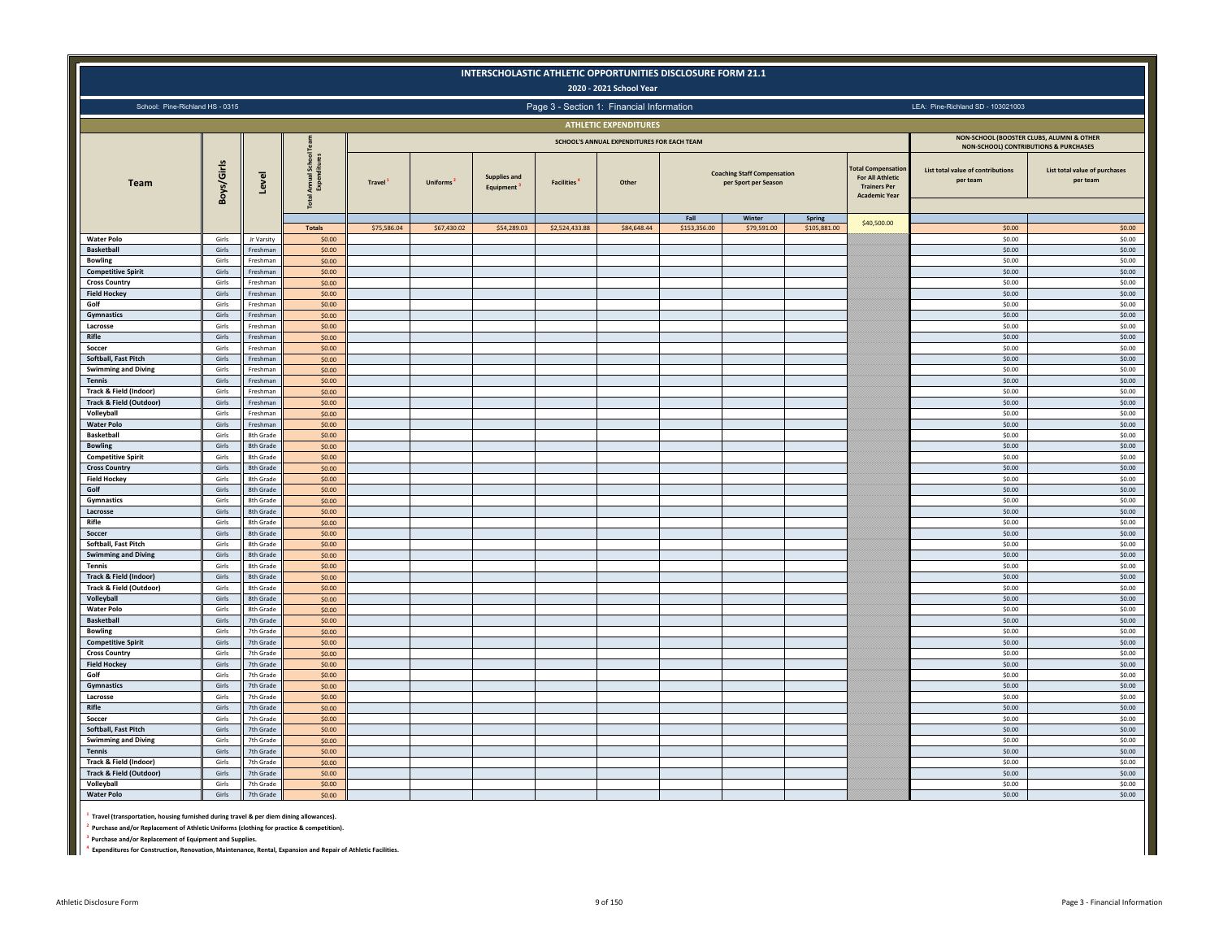# INTERSCHOLASTIC ATHLETIC OPPORTUNITIES DISCLOSURE FORM 21.1

## 2020 - 2021 School Year

School: Pine-Richland HS - 0315 | Page 3 - Section 1: Financial Information | LEA: Pine-Richland SD - 103021003

### ATHLETIC EXPENDITURES

| Team | Boys/Girls | Level | Total Annual School Team Expenditures | SCHOOL'S ANNUAL EXPENDITURES FOR EACH TEAM | | | | | | | | | NON-SCHOOL (BOOSTER CLUBS, ALUMNI & OTHER NON-SCHOOL) CONTRIBUTIONS & PURCHASES | |
|---|---|---|---|---|---|---|---|---|---|---|---|---|---|---|
| | | | | Travel [1] | Uniforms [2] | Supplies and Equipment [3] | Facilities [4] | Other | Coaching Staff Compensation per Sport per Season | | | Total Compensation For All Athletic Trainers Per Academic Year | List total value of contributions per team | List total value of purchases per team |
| | | | | | | | | | Fall | Winter | Spring | | | |
| | | | Totals | $75,586.04 | $67,430.02 | $54,289.03 | $2,524,433.88 | $84,648.44 | $153,356.00 | $79,591.00 | $105,881.00 | $40,500.00 | $0.00 | $0.00 |
| Water Polo | Girls | Jr Varsity | $0.00 | | | | | | | | | | $0.00 | $0.00 |
| Basketball | Girls | Freshman | $0.00 | | | | | | | | | | $0.00 | $0.00 |
| Bowling | Girls | Freshman | $0.00 | | | | | | | | | | $0.00 | $0.00 |
| Competitive Spirit | Girls | Freshman | $0.00 | | | | | | | | | | $0.00 | $0.00 |
| Cross Country | Girls | Freshman | $0.00 | | | | | | | | | | $0.00 | $0.00 |
| Field Hockey | Girls | Freshman | $0.00 | | | | | | | | | | $0.00 | $0.00 |
| Golf | Girls | Freshman | $0.00 | | | | | | | | | | $0.00 | $0.00 |
| Gymnastics | Girls | Freshman | $0.00 | | | | | | | | | | $0.00 | $0.00 |
| Lacrosse | Girls | Freshman | $0.00 | | | | | | | | | | $0.00 | $0.00 |
| Rifle | Girls | Freshman | $0.00 | | | | | | | | | | $0.00 | $0.00 |
| Soccer | Girls | Freshman | $0.00 | | | | | | | | | | $0.00 | $0.00 |
| Softball, Fast Pitch | Girls | Freshman | $0.00 | | | | | | | | | | $0.00 | $0.00 |
| Swimming and Diving | Girls | Freshman | $0.00 | | | | | | | | | | $0.00 | $0.00 |
| Tennis | Girls | Freshman | $0.00 | | | | | | | | | | $0.00 | $0.00 |
| Track & Field (Indoor) | Girls | Freshman | $0.00 | | | | | | | | | | $0.00 | $0.00 |
| Track & Field (Outdoor) | Girls | Freshman | $0.00 | | | | | | | | | | $0.00 | $0.00 |
| Volleyball | Girls | Freshman | $0.00 | | | | | | | | | | $0.00 | $0.00 |
| Water Polo | Girls | Freshman | $0.00 | | | | | | | | | | $0.00 | $0.00 |
| Basketball | Girls | 8th Grade | $0.00 | | | | | | | | | | $0.00 | $0.00 |
| Bowling | Girls | 8th Grade | $0.00 | | | | | | | | | | $0.00 | $0.00 |
| Competitive Spirit | Girls | 8th Grade | $0.00 | | | | | | | | | | $0.00 | $0.00 |
| Cross Country | Girls | 8th Grade | $0.00 | | | | | | | | | | $0.00 | $0.00 |
| Field Hockey | Girls | 8th Grade | $0.00 | | | | | | | | | | $0.00 | $0.00 |
| Golf | Girls | 8th Grade | $0.00 | | | | | | | | | | $0.00 | $0.00 |
| Gymnastics | Girls | 8th Grade | $0.00 | | | | | | | | | | $0.00 | $0.00 |
| Lacrosse | Girls | 8th Grade | $0.00 | | | | | | | | | | $0.00 | $0.00 |
| Rifle | Girls | 8th Grade | $0.00 | | | | | | | | | | $0.00 | $0.00 |
| Soccer | Girls | 8th Grade | $0.00 | | | | | | | | | | $0.00 | $0.00 |
| Softball, Fast Pitch | Girls | 8th Grade | $0.00 | | | | | | | | | | $0.00 | $0.00 |
| Swimming and Diving | Girls | 8th Grade | $0.00 | | | | | | | | | | $0.00 | $0.00 |
| Tennis | Girls | 8th Grade | $0.00 | | | | | | | | | | $0.00 | $0.00 |
| Track & Field (Indoor) | Girls | 8th Grade | $0.00 | | | | | | | | | | $0.00 | $0.00 |
| Track & Field (Outdoor) | Girls | 8th Grade | $0.00 | | | | | | | | | | $0.00 | $0.00 |
| Volleyball | Girls | 8th Grade | $0.00 | | | | | | | | | | $0.00 | $0.00 |
| Water Polo | Girls | 8th Grade | $0.00 | | | | | | | | | | $0.00 | $0.00 |
| Basketball | Girls | 7th Grade | $0.00 | | | | | | | | | | $0.00 | $0.00 |
| Bowling | Girls | 7th Grade | $0.00 | | | | | | | | | | $0.00 | $0.00 |
| Competitive Spirit | Girls | 7th Grade | $0.00 | | | | | | | | | | $0.00 | $0.00 |
| Cross Country | Girls | 7th Grade | $0.00 | | | | | | | | | | $0.00 | $0.00 |
| Field Hockey | Girls | 7th Grade | $0.00 | | | | | | | | | | $0.00 | $0.00 |
| Golf | Girls | 7th Grade | $0.00 | | | | | | | | | | $0.00 | $0.00 |
| Gymnastics | Girls | 7th Grade | $0.00 | | | | | | | | | | $0.00 | $0.00 |
| Lacrosse | Girls | 7th Grade | $0.00 | | | | | | | | | | $0.00 | $0.00 |
| Rifle | Girls | 7th Grade | $0.00 | | | | | | | | | | $0.00 | $0.00 |
| Soccer | Girls | 7th Grade | $0.00 | | | | | | | | | | $0.00 | $0.00 |
| Softball, Fast Pitch | Girls | 7th Grade | $0.00 | | | | | | | | | | $0.00 | $0.00 |
| Swimming and Diving | Girls | 7th Grade | $0.00 | | | | | | | | | | $0.00 | $0.00 |
| Tennis | Girls | 7th Grade | $0.00 | | | | | | | | | | $0.00 | $0.00 |
| Track & Field (Indoor) | Girls | 7th Grade | $0.00 | | | | | | | | | | $0.00 | $0.00 |
| Track & Field (Outdoor) | Girls | 7th Grade | $0.00 | | | | | | | | | | $0.00 | $0.00 |
| Volleyball | Girls | 7th Grade | $0.00 | | | | | | | | | | $0.00 | $0.00 |
| Water Polo | Girls | 7th Grade | $0.00 | | | | | | | | | | $0.00 | $0.00 |

[1] Travel (transportation, housing furnished during travel & per diem dining allowances).

[2] Purchase and/or Replacement of Athletic Uniforms (clothing for practice & competition).

[3] Purchase and/or Replacement of Equipment and Supplies.

[4] Expenditures for Construction, Renovation, Maintenance, Rental, Expansion and Repair of Athletic Facilities.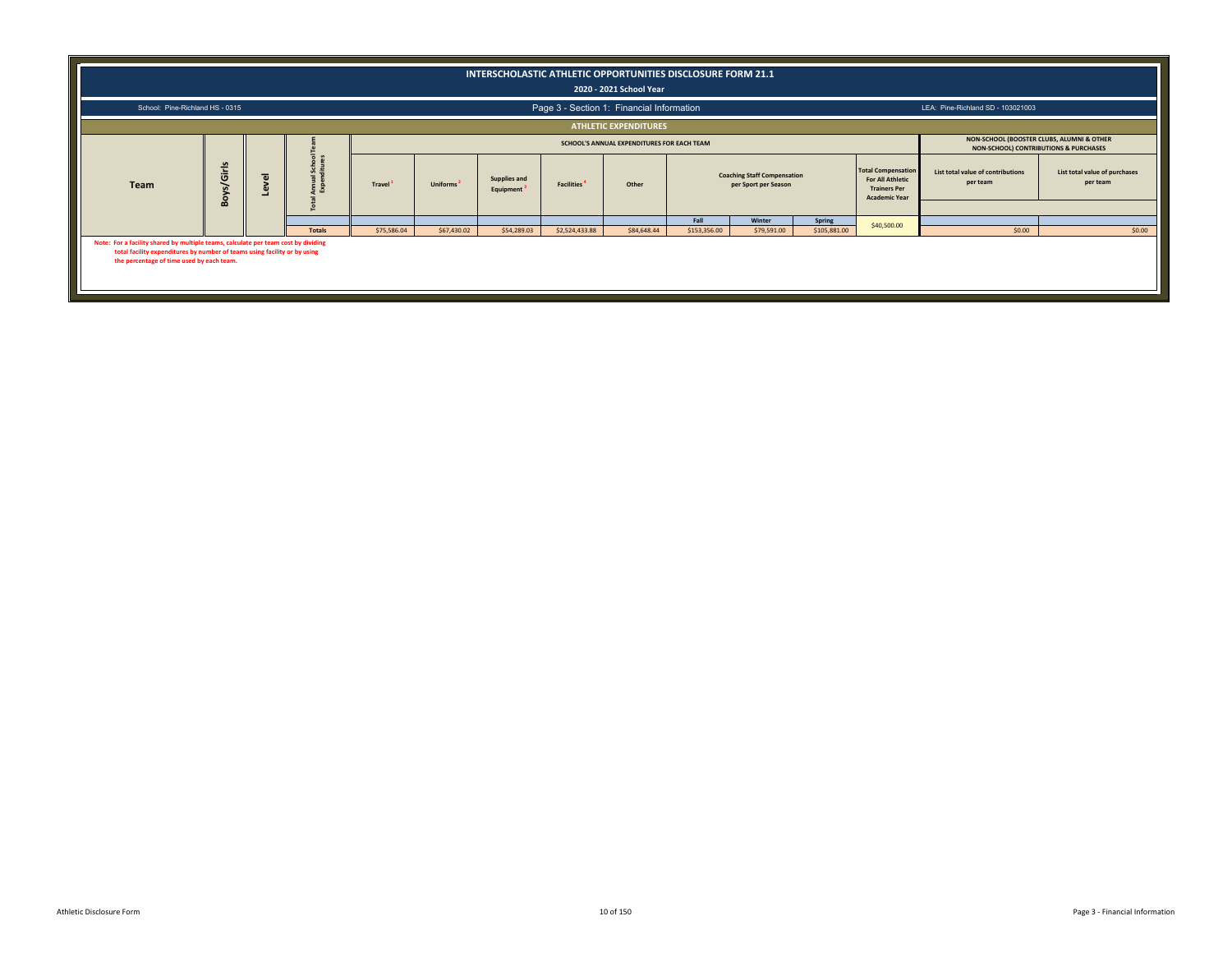# INTERSCHOLASTIC ATHLETIC OPPORTUNITIES DISCLOSURE FORM 21.1

## 2020 - 2021 School Year

School: Pine-Richland HS - 0315

Page 3 - Section 1: Financial Information

LEA: Pine-Richland SD - 103021003

### ATHLETIC EXPENDITURES

| Team | Boys/Girls | Level | Total Annual School Team Expenditures | SCHOOL'S ANNUAL EXPENDITURES FOR EACH TEAM | | | | | | | | | NON-SCHOOL (BOOSTER CLUBS, ALUMNI & OTHER NON-SCHOOL) CONTRIBUTIONS & PURCHASES | |
|---|---|---|---|---|---|---|---|---|---|---|---|---|---|---|
| | | | | Travel [1] | Uniforms [2] | Supplies and Equipment [3] | Facilities [4] | Other | Coaching Staff Compensation per Sport per Season | | | Total Compensation For All Athletic Trainers Per Academic Year | List total value of contributions per team | List total value of purchases per team |
| | | | | | | | | | Fall | Winter | Spring | | | |
| | | | Totals | $75,586.04 | $67,430.02 | $54,289.03 | $2,524,433.88 | $84,648.44 | $153,356.00 | $79,591.00 | $105,881.00 | $40,500.00 | $0.00 | $0.00 |

Note: For a facility shared by multiple teams, calculate per team cost by dividing total facility expenditures by number of teams using facility or by using the percentage of time used by each team.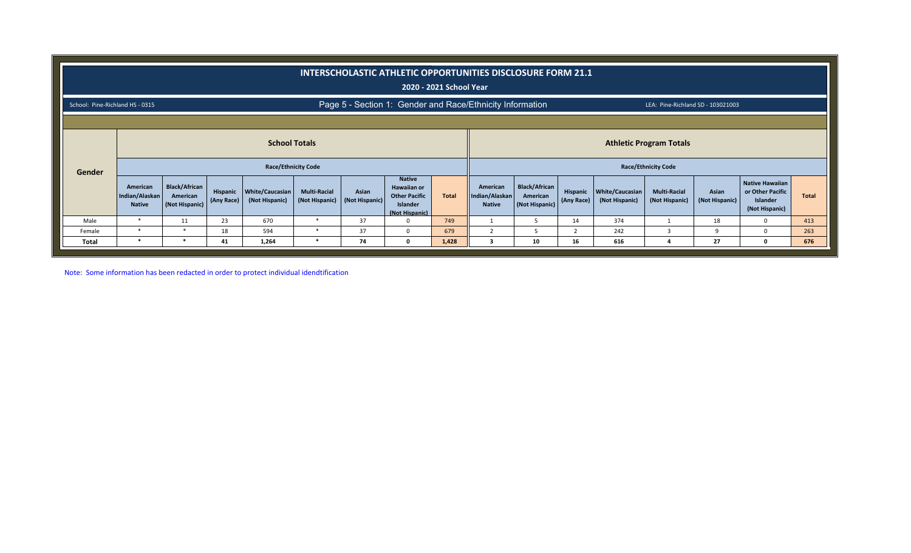# INTERSCHOLASTIC ATHLETIC OPPORTUNITIES DISCLOSURE FORM 21.1

## 2020 - 2021 School Year

School: Pine-Richland HS - 0315

### Page 5 - Section 1: Gender and Race/Ethnicity Information

LEA: Pine-Richland SD - 103021003

| Gender | School Totals | | | | | | | | Athletic Program Totals | | | | | | | |
|---|---|---|---|---|---|---|---|---|---|---|---|---|---|---|---|---|
| | Race/Ethnicity Code | | | | | | | | Race/Ethnicity Code | | | | | | | |
| | American Indian/Alaskan Native | Black/African American (Not Hispanic) | Hispanic (Any Race) | White/Caucasian (Not Hispanic) | Multi-Racial (Not Hispanic) | Asian (Not Hispanic) | Native Hawaiian or Other Pacific Islander (Not Hispanic) | Total | American Indian/Alaskan Native | Black/African American (Not Hispanic) | Hispanic (Any Race) | White/Caucasian (Not Hispanic) | Multi-Racial (Not Hispanic) | Asian (Not Hispanic) | Native Hawaiian or Other Pacific Islander (Not Hispanic) | Total |
| Male | * | 11 | 23 | 670 | * | 37 | 0 | 749 | 1 | 5 | 14 | 374 | 1 | 18 | 0 | 413 |
| Female | * | * | 18 | 594 | * | 37 | 0 | 679 | 2 | 5 | 2 | 242 | 3 | 9 | 0 | 263 |
| **Total** | * | * | **41** | **1,264** | * | **74** | **0** | **1,428** | **3** | **10** | **16** | **616** | **4** | **27** | **0** | **676** |

Note: Some information has been redacted in order to protect individual idendtification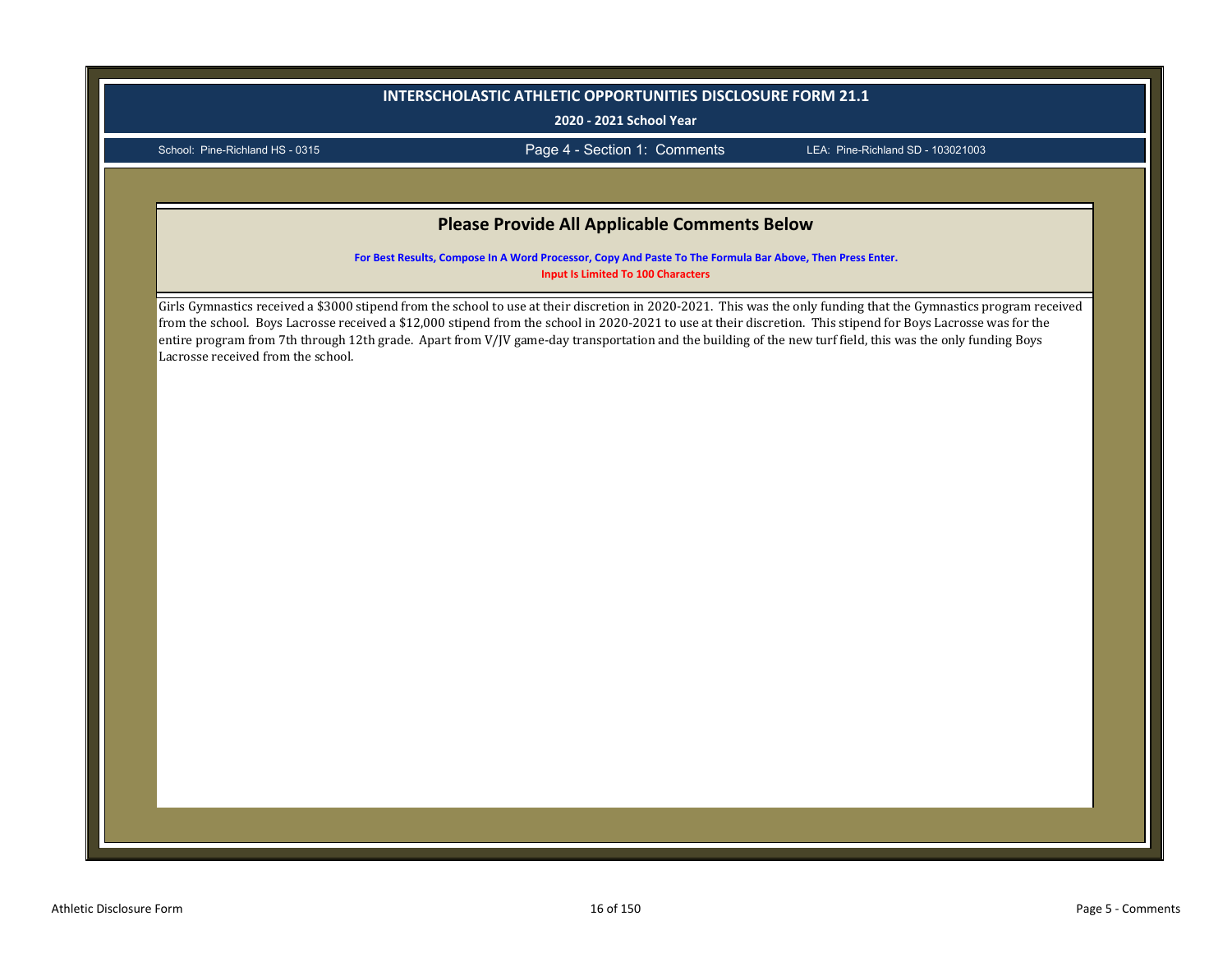# INTERSCHOLASTIC ATHLETIC OPPORTUNITIES DISCLOSURE FORM 21.1

**2020 - 2021 School Year**

School: Pine-Richland HS - 0315

Page 4 - Section 1: Comments

LEA: Pine-Richland SD - 103021003

## Please Provide All Applicable Comments Below

**For Best Results, Compose In A Word Processor, Copy And Paste To The Formula Bar Above, Then Press Enter.**

**Input Is Limited To 100 Characters**

Girls Gymnastics received a $3000 stipend from the school to use at their discretion in 2020-2021. This was the only funding that the Gymnastics program received from the school. Boys Lacrosse received a $12,000 stipend from the school in 2020-2021 to use at their discretion. This stipend for Boys Lacrosse was for the entire program from 7th through 12th grade. Apart from V/JV game-day transportation and the building of the new turf field, this was the only funding Boys Lacrosse received from the school.